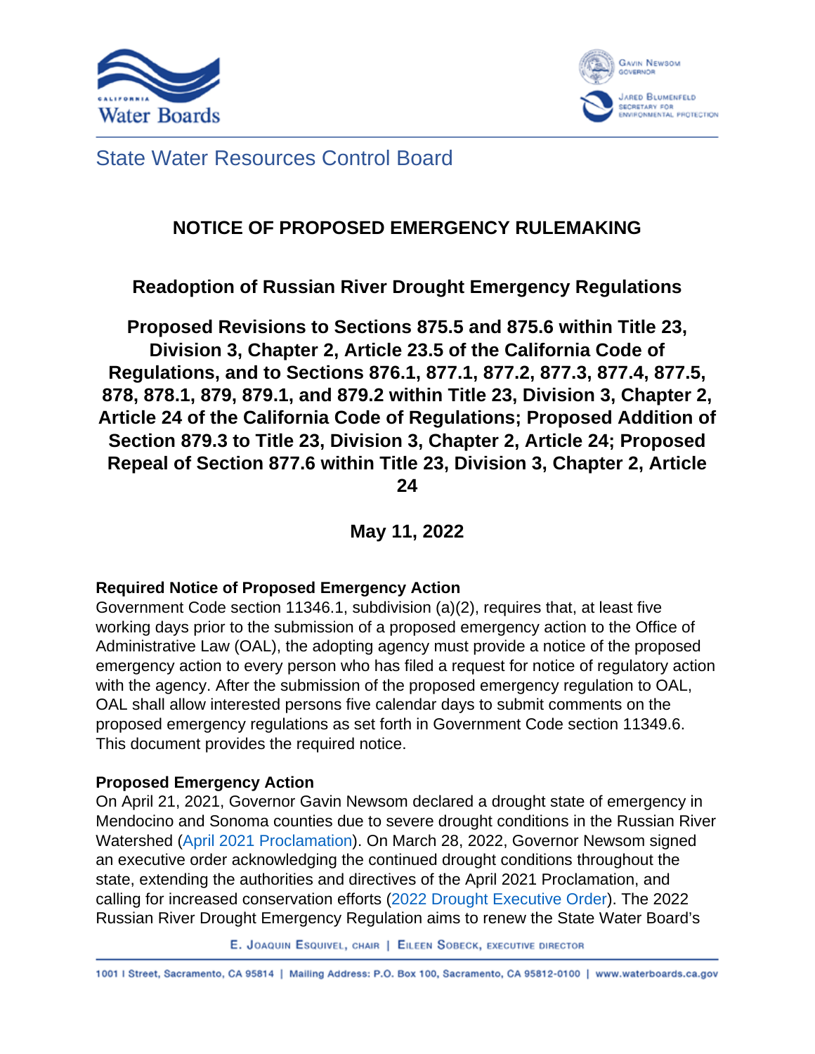State Water Resources Control Board

# NOTICE OF PROPOSED EMERGENCY RULEMAKING

## Readoption of Russian River Drought Emergency Regulations

## Proposed Revisions to Sections 875.5 and 875.6 within Title 23, Division 3, Chapter 2, Article 23.5 of the California Code of Regulations, and to Sections 876.1, 877.1, 877.2, 877.3, 877.4, 877.5, 878, 878.1, 879, 879.1, and 879.2 within Title 23, Division 3, Chapter 2, Article 24 of the California Code of Regulations; Proposed Addition of Section 879.3 to Title 23, Division 3, Chapter 2, Article 24; Proposed Repeal of Section 877.6 within Title 23, Division 3, Chapter 2, Article 24

## May 11, 2022

**Required Notice of Proposed Emergency Action**

Government Code section 11346.1, subdivision (a)(2), requires that, at least five working days prior to the submission of a proposed emergency action to the Office of Administrative Law (OAL), the adopting agency must provide a notice of the proposed emergency action to every person who has filed a request for notice of regulatory action with the agency. After the submission of the proposed emergency regulation to OAL, OAL shall allow interested persons five calendar days to submit comments on the proposed emergency regulations as set forth in Government Code section 11349.6. This document provides the required notice.

**Proposed Emergency Action**

On April 21, 2021, Governor Gavin Newsom declared a drought state of emergency in Mendocino and Sonoma counties due to severe drought conditions in the Russian River Watershed (April 2021 Proclamation). On March 28, 2022, Governor Newsom signed an executive order acknowledging the continued drought conditions throughout the state, extending the authorities and directives of the April 2021 Proclamation, and calling for increased conservation efforts (2022 Drought Executive Order). The 2022 Russian River Drought Emergency Regulation aims to renew the State Water Board's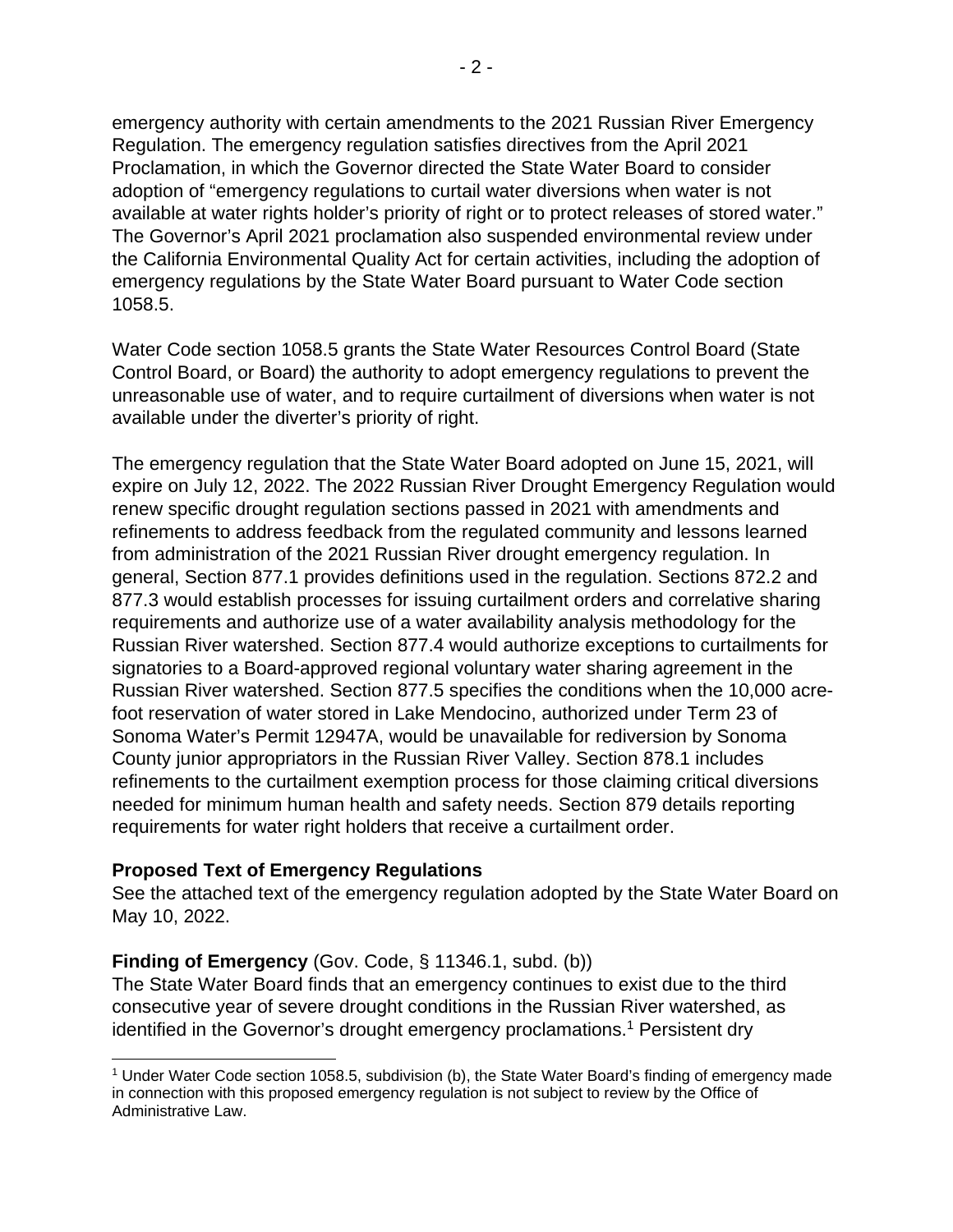emergency authority with certain amendments to the 2021 Russian River Emergency Regulation. The emergency regulation satisfies directives from the April 2021 Proclamation, in which the Governor directed the State Water Board to consider adoption of "emergency regulations to curtail water diversions when water is not available at water rights holder's priority of right or to protect releases of stored water." The Governor's April 2021 proclamation also suspended environmental review under the California Environmental Quality Act for certain activities, including the adoption of emergency regulations by the State Water Board pursuant to Water Code section 1058.5.

Water Code section 1058.5 grants the State Water Resources Control Board (State Control Board, or Board) the authority to adopt emergency regulations to prevent the unreasonable use of water, and to require curtailment of diversions when water is not available under the diverter's priority of right.

The emergency regulation that the State Water Board adopted on June 15, 2021, will expire on July 12, 2022. The 2022 Russian River Drought Emergency Regulation would renew specific drought regulation sections passed in 2021 with amendments and refinements to address feedback from the regulated community and lessons learned from administration of the 2021 Russian River drought emergency regulation. In general, Section 877.1 provides definitions used in the regulation. Sections 872.2 and 877.3 would establish processes for issuing curtailment orders and correlative sharing requirements and authorize use of a water availability analysis methodology for the Russian River watershed. Section 877.4 would authorize exceptions to curtailments for signatories to a Board-approved regional voluntary water sharing agreement in the Russian River watershed. Section 877.5 specifies the conditions when the 10,000 acre-foot reservation of water stored in Lake Mendocino, authorized under Term 23 of Sonoma Water's Permit 12947A, would be unavailable for rediversion by Sonoma County junior appropriators in the Russian River Valley. Section 878.1 includes refinements to the curtailment exemption process for those claiming critical diversions needed for minimum human health and safety needs. Section 879 details reporting requirements for water right holders that receive a curtailment order.

**Proposed Text of Emergency Regulations**

See the attached text of the emergency regulation adopted by the State Water Board on May 10, 2022.

**Finding of Emergency** (Gov. Code, § 11346.1, subd. (b))

The State Water Board finds that an emergency continues to exist due to the third consecutive year of severe drought conditions in the Russian River watershed, as identified in the Governor's drought emergency proclamations.[1] Persistent dry

[1] Under Water Code section 1058.5, subdivision (b), the State Water Board's finding of emergency made in connection with this proposed emergency regulation is not subject to review by the Office of Administrative Law.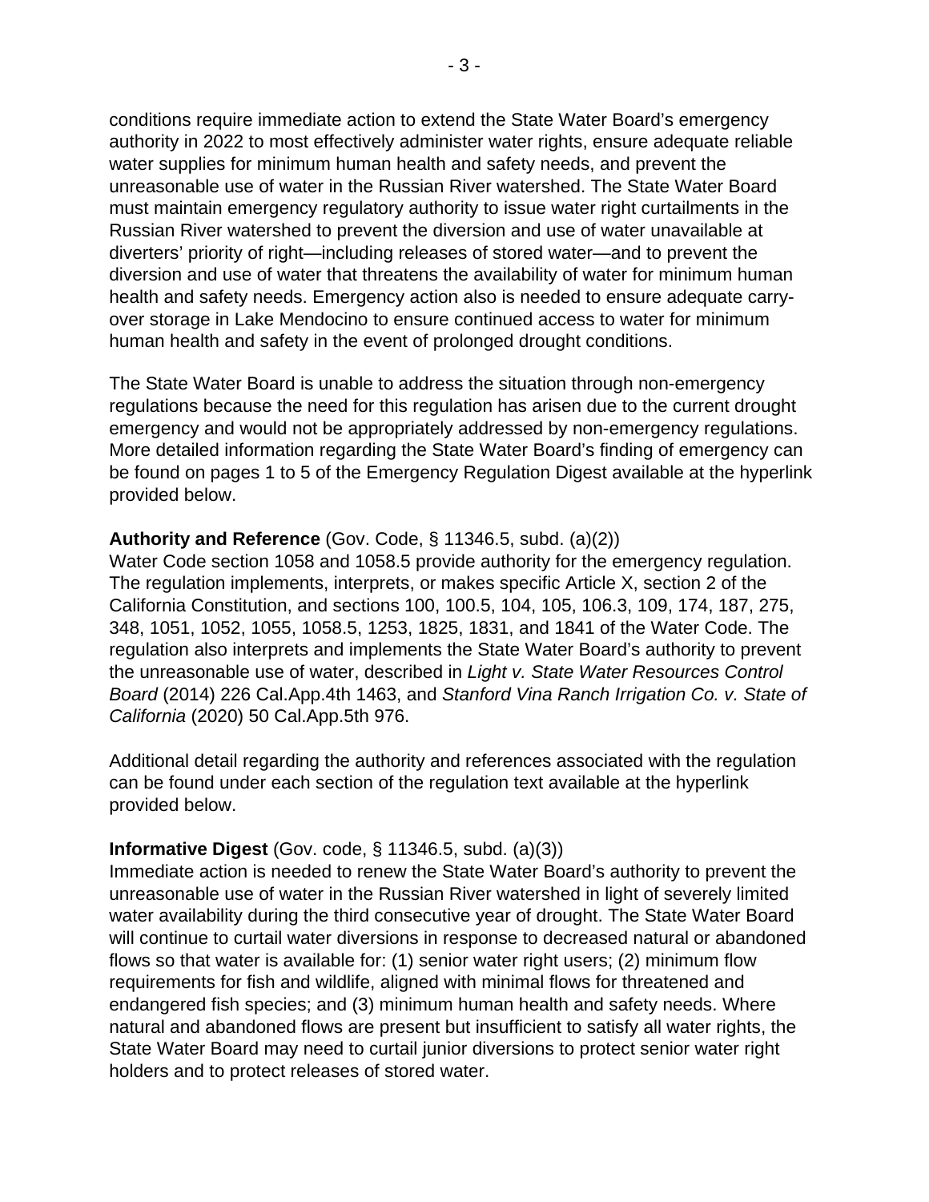conditions require immediate action to extend the State Water Board's emergency authority in 2022 to most effectively administer water rights, ensure adequate reliable water supplies for minimum human health and safety needs, and prevent the unreasonable use of water in the Russian River watershed. The State Water Board must maintain emergency regulatory authority to issue water right curtailments in the Russian River watershed to prevent the diversion and use of water unavailable at diverters' priority of right—including releases of stored water—and to prevent the diversion and use of water that threatens the availability of water for minimum human health and safety needs. Emergency action also is needed to ensure adequate carry-over storage in Lake Mendocino to ensure continued access to water for minimum human health and safety in the event of prolonged drought conditions.

The State Water Board is unable to address the situation through non-emergency regulations because the need for this regulation has arisen due to the current drought emergency and would not be appropriately addressed by non-emergency regulations. More detailed information regarding the State Water Board's finding of emergency can be found on pages 1 to 5 of the Emergency Regulation Digest available at the hyperlink provided below.

**Authority and Reference** (Gov. Code, § 11346.5, subd. (a)(2))
Water Code section 1058 and 1058.5 provide authority for the emergency regulation. The regulation implements, interprets, or makes specific Article X, section 2 of the California Constitution, and sections 100, 100.5, 104, 105, 106.3, 109, 174, 187, 275, 348, 1051, 1052, 1055, 1058.5, 1253, 1825, 1831, and 1841 of the Water Code. The regulation also interprets and implements the State Water Board's authority to prevent the unreasonable use of water, described in *Light v. State Water Resources Control Board* (2014) 226 Cal.App.4th 1463, and *Stanford Vina Ranch Irrigation Co. v. State of California* (2020) 50 Cal.App.5th 976.

Additional detail regarding the authority and references associated with the regulation can be found under each section of the regulation text available at the hyperlink provided below.

**Informative Digest** (Gov. code, § 11346.5, subd. (a)(3))
Immediate action is needed to renew the State Water Board's authority to prevent the unreasonable use of water in the Russian River watershed in light of severely limited water availability during the third consecutive year of drought. The State Water Board will continue to curtail water diversions in response to decreased natural or abandoned flows so that water is available for: (1) senior water right users; (2) minimum flow requirements for fish and wildlife, aligned with minimal flows for threatened and endangered fish species; and (3) minimum human health and safety needs. Where natural and abandoned flows are present but insufficient to satisfy all water rights, the State Water Board may need to curtail junior diversions to protect senior water right holders and to protect releases of stored water.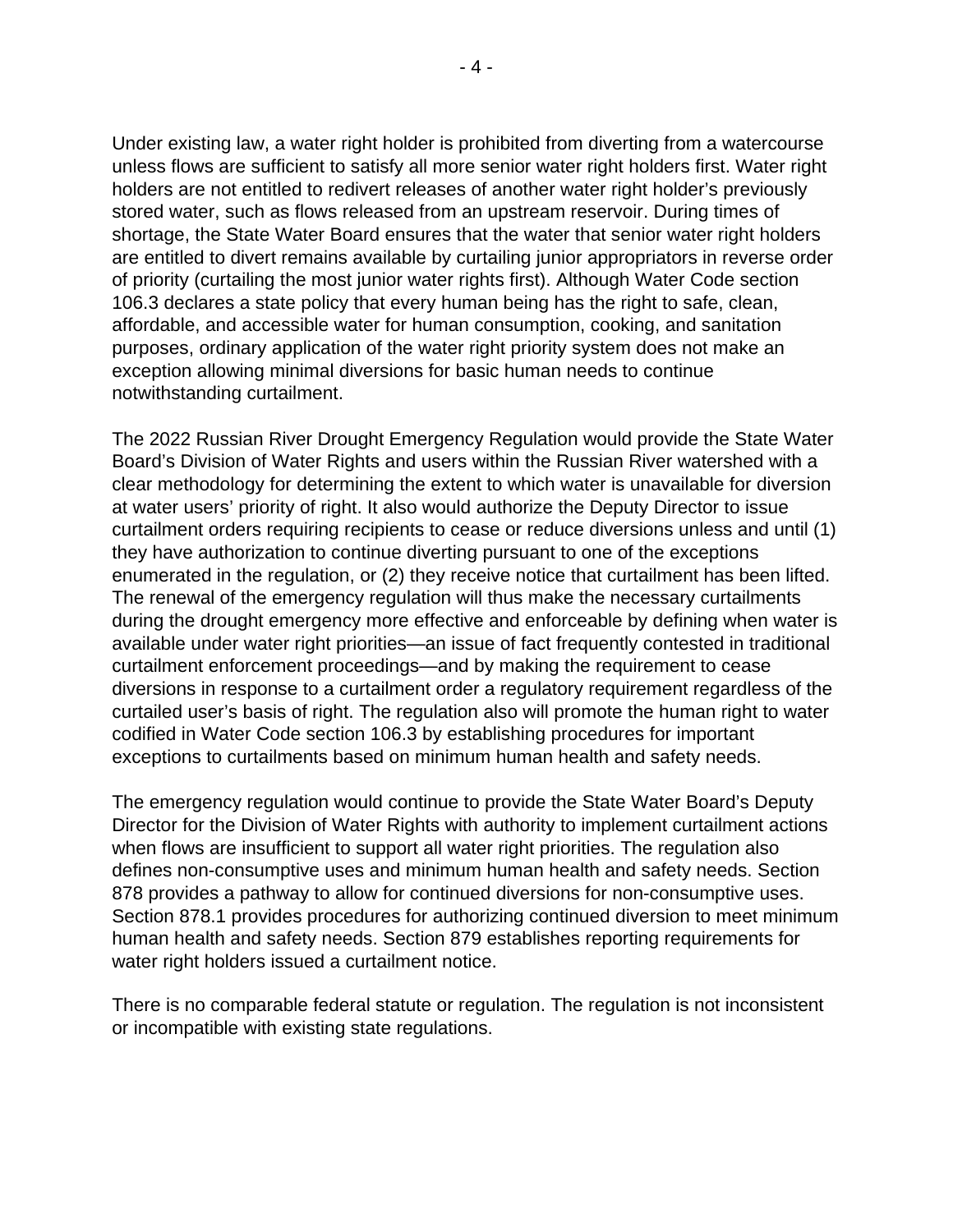Under existing law, a water right holder is prohibited from diverting from a watercourse unless flows are sufficient to satisfy all more senior water right holders first. Water right holders are not entitled to redivert releases of another water right holder's previously stored water, such as flows released from an upstream reservoir. During times of shortage, the State Water Board ensures that the water that senior water right holders are entitled to divert remains available by curtailing junior appropriators in reverse order of priority (curtailing the most junior water rights first). Although Water Code section 106.3 declares a state policy that every human being has the right to safe, clean, affordable, and accessible water for human consumption, cooking, and sanitation purposes, ordinary application of the water right priority system does not make an exception allowing minimal diversions for basic human needs to continue notwithstanding curtailment.

The 2022 Russian River Drought Emergency Regulation would provide the State Water Board's Division of Water Rights and users within the Russian River watershed with a clear methodology for determining the extent to which water is unavailable for diversion at water users' priority of right. It also would authorize the Deputy Director to issue curtailment orders requiring recipients to cease or reduce diversions unless and until (1) they have authorization to continue diverting pursuant to one of the exceptions enumerated in the regulation, or (2) they receive notice that curtailment has been lifted. The renewal of the emergency regulation will thus make the necessary curtailments during the drought emergency more effective and enforceable by defining when water is available under water right priorities—an issue of fact frequently contested in traditional curtailment enforcement proceedings—and by making the requirement to cease diversions in response to a curtailment order a regulatory requirement regardless of the curtailed user's basis of right. The regulation also will promote the human right to water codified in Water Code section 106.3 by establishing procedures for important exceptions to curtailments based on minimum human health and safety needs.

The emergency regulation would continue to provide the State Water Board's Deputy Director for the Division of Water Rights with authority to implement curtailment actions when flows are insufficient to support all water right priorities. The regulation also defines non-consumptive uses and minimum human health and safety needs. Section 878 provides a pathway to allow for continued diversions for non-consumptive uses. Section 878.1 provides procedures for authorizing continued diversion to meet minimum human health and safety needs. Section 879 establishes reporting requirements for water right holders issued a curtailment notice.

There is no comparable federal statute or regulation. The regulation is not inconsistent or incompatible with existing state regulations.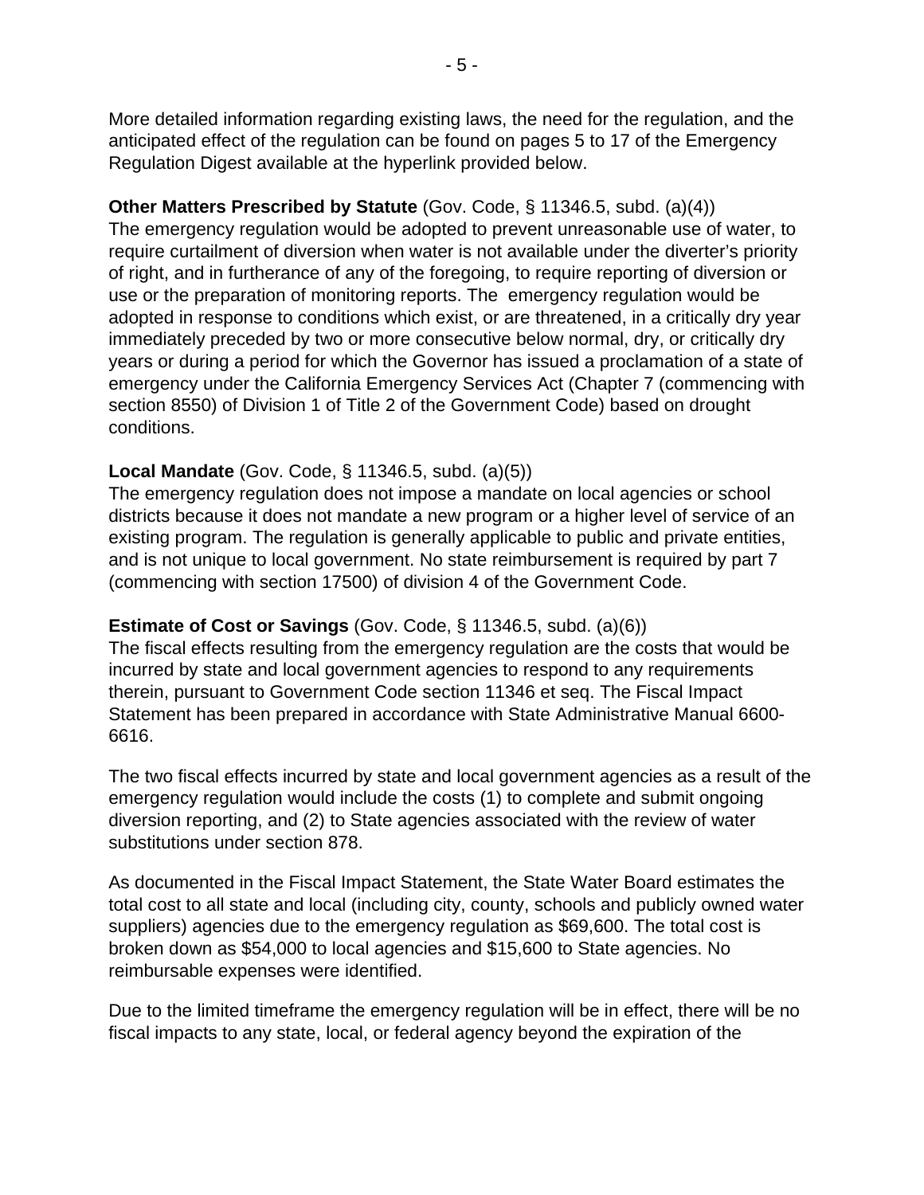More detailed information regarding existing laws, the need for the regulation, and the anticipated effect of the regulation can be found on pages 5 to 17 of the Emergency Regulation Digest available at the hyperlink provided below.

**Other Matters Prescribed by Statute** (Gov. Code, § 11346.5, subd. (a)(4))
The emergency regulation would be adopted to prevent unreasonable use of water, to require curtailment of diversion when water is not available under the diverter's priority of right, and in furtherance of any of the foregoing, to require reporting of diversion or use or the preparation of monitoring reports. The emergency regulation would be adopted in response to conditions which exist, or are threatened, in a critically dry year immediately preceded by two or more consecutive below normal, dry, or critically dry years or during a period for which the Governor has issued a proclamation of a state of emergency under the California Emergency Services Act (Chapter 7 (commencing with section 8550) of Division 1 of Title 2 of the Government Code) based on drought conditions.

**Local Mandate** (Gov. Code, § 11346.5, subd. (a)(5))
The emergency regulation does not impose a mandate on local agencies or school districts because it does not mandate a new program or a higher level of service of an existing program. The regulation is generally applicable to public and private entities, and is not unique to local government. No state reimbursement is required by part 7 (commencing with section 17500) of division 4 of the Government Code.

**Estimate of Cost or Savings** (Gov. Code, § 11346.5, subd. (a)(6))
The fiscal effects resulting from the emergency regulation are the costs that would be incurred by state and local government agencies to respond to any requirements therein, pursuant to Government Code section 11346 et seq. The Fiscal Impact Statement has been prepared in accordance with State Administrative Manual 6600-6616.

The two fiscal effects incurred by state and local government agencies as a result of the emergency regulation would include the costs (1) to complete and submit ongoing diversion reporting, and (2) to State agencies associated with the review of water substitutions under section 878.

As documented in the Fiscal Impact Statement, the State Water Board estimates the total cost to all state and local (including city, county, schools and publicly owned water suppliers) agencies due to the emergency regulation as $69,600. The total cost is broken down as $54,000 to local agencies and $15,600 to State agencies. No reimbursable expenses were identified.

Due to the limited timeframe the emergency regulation will be in effect, there will be no fiscal impacts to any state, local, or federal agency beyond the expiration of the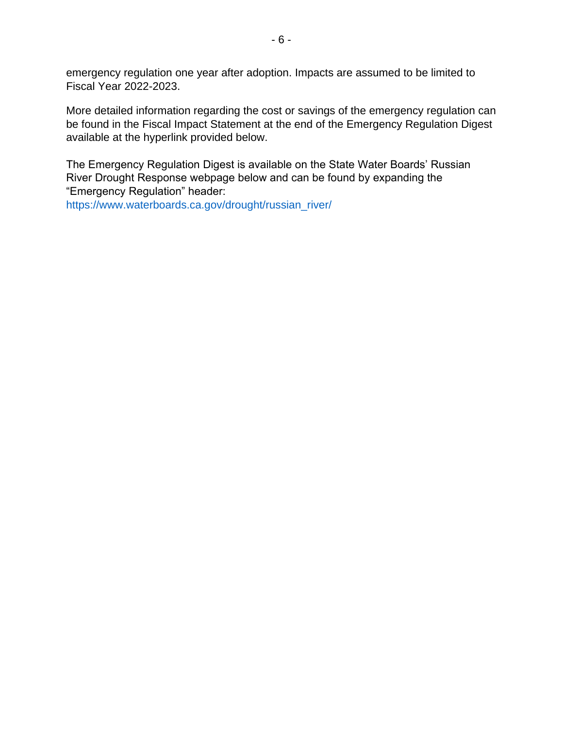emergency regulation one year after adoption. Impacts are assumed to be limited to Fiscal Year 2022-2023.

More detailed information regarding the cost or savings of the emergency regulation can be found in the Fiscal Impact Statement at the end of the Emergency Regulation Digest available at the hyperlink provided below.

The Emergency Regulation Digest is available on the State Water Boards' Russian River Drought Response webpage below and can be found by expanding the "Emergency Regulation" header:
https://www.waterboards.ca.gov/drought/russian_river/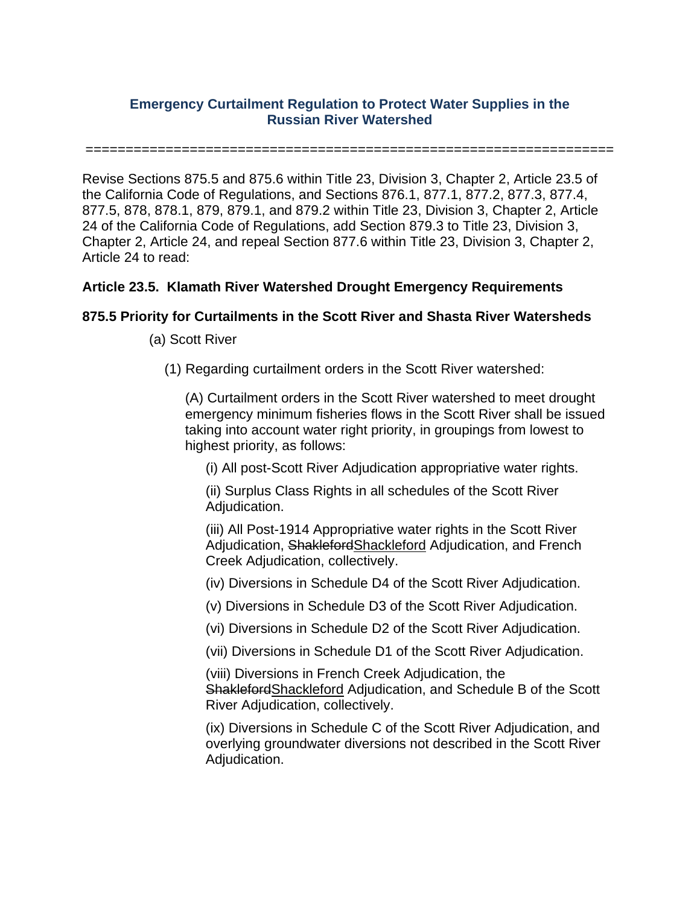**Emergency Curtailment Regulation to Protect Water Supplies in the Russian River Watershed**

==================================================================

Revise Sections 875.5 and 875.6 within Title 23, Division 3, Chapter 2, Article 23.5 of the California Code of Regulations, and Sections 876.1, 877.1, 877.2, 877.3, 877.4, 877.5, 878, 878.1, 879, 879.1, and 879.2 within Title 23, Division 3, Chapter 2, Article 24 of the California Code of Regulations, add Section 879.3 to Title 23, Division 3, Chapter 2, Article 24, and repeal Section 877.6 within Title 23, Division 3, Chapter 2, Article 24 to read:

**Article 23.5. Klamath River Watershed Drought Emergency Requirements**

**875.5 Priority for Curtailments in the Scott River and Shasta River Watersheds**

(a) Scott River

(1) Regarding curtailment orders in the Scott River watershed:

(A) Curtailment orders in the Scott River watershed to meet drought emergency minimum fisheries flows in the Scott River shall be issued taking into account water right priority, in groupings from lowest to highest priority, as follows:

(i) All post-Scott River Adjudication appropriative water rights.

(ii) Surplus Class Rights in all schedules of the Scott River Adjudication.

(iii) All Post-1914 Appropriative water rights in the Scott River Adjudication, ~~Shakleford~~<u>Shackleford</u> Adjudication, and French Creek Adjudication, collectively.

(iv) Diversions in Schedule D4 of the Scott River Adjudication.

(v) Diversions in Schedule D3 of the Scott River Adjudication.

(vi) Diversions in Schedule D2 of the Scott River Adjudication.

(vii) Diversions in Schedule D1 of the Scott River Adjudication.

(viii) Diversions in French Creek Adjudication, the ~~Shakleford~~<u>Shackleford</u> Adjudication, and Schedule B of the Scott River Adjudication, collectively.

(ix) Diversions in Schedule C of the Scott River Adjudication, and overlying groundwater diversions not described in the Scott River Adjudication.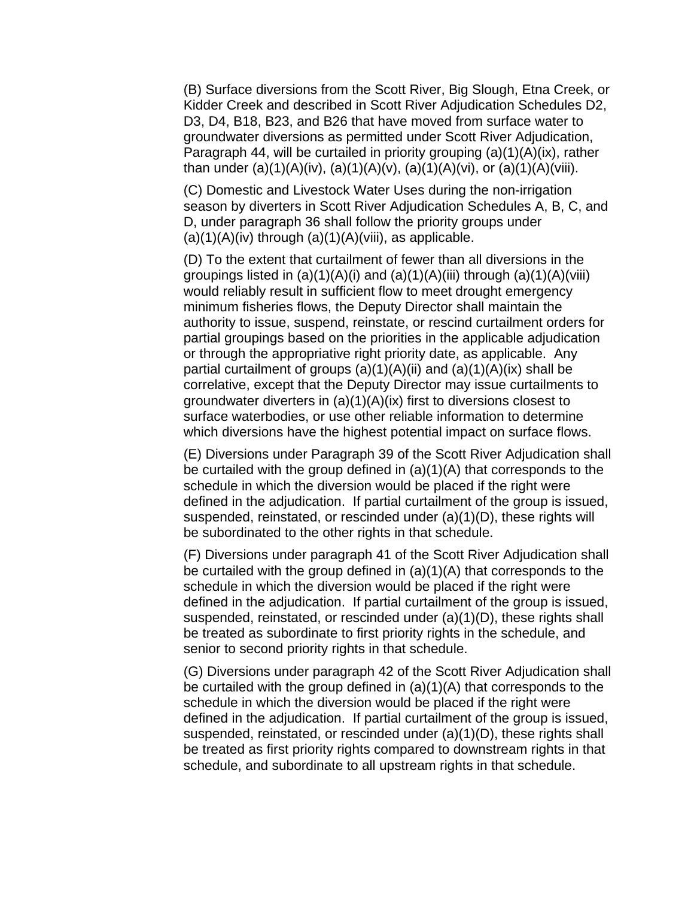(B) Surface diversions from the Scott River, Big Slough, Etna Creek, or Kidder Creek and described in Scott River Adjudication Schedules D2, D3, D4, B18, B23, and B26 that have moved from surface water to groundwater diversions as permitted under Scott River Adjudication, Paragraph 44, will be curtailed in priority grouping (a)(1)(A)(ix), rather than under (a)(1)(A)(iv), (a)(1)(A)(v), (a)(1)(A)(vi), or (a)(1)(A)(viii).

(C) Domestic and Livestock Water Uses during the non-irrigation season by diverters in Scott River Adjudication Schedules A, B, C, and D, under paragraph 36 shall follow the priority groups under (a)(1)(A)(iv) through (a)(1)(A)(viii), as applicable.

(D) To the extent that curtailment of fewer than all diversions in the groupings listed in (a)(1)(A)(i) and (a)(1)(A)(iii) through (a)(1)(A)(viii) would reliably result in sufficient flow to meet drought emergency minimum fisheries flows, the Deputy Director shall maintain the authority to issue, suspend, reinstate, or rescind curtailment orders for partial groupings based on the priorities in the applicable adjudication or through the appropriative right priority date, as applicable. Any partial curtailment of groups (a)(1)(A)(ii) and (a)(1)(A)(ix) shall be correlative, except that the Deputy Director may issue curtailments to groundwater diverters in (a)(1)(A)(ix) first to diversions closest to surface waterbodies, or use other reliable information to determine which diversions have the highest potential impact on surface flows.

(E) Diversions under Paragraph 39 of the Scott River Adjudication shall be curtailed with the group defined in (a)(1)(A) that corresponds to the schedule in which the diversion would be placed if the right were defined in the adjudication. If partial curtailment of the group is issued, suspended, reinstated, or rescinded under (a)(1)(D), these rights will be subordinated to the other rights in that schedule.

(F) Diversions under paragraph 41 of the Scott River Adjudication shall be curtailed with the group defined in (a)(1)(A) that corresponds to the schedule in which the diversion would be placed if the right were defined in the adjudication. If partial curtailment of the group is issued, suspended, reinstated, or rescinded under (a)(1)(D), these rights shall be treated as subordinate to first priority rights in the schedule, and senior to second priority rights in that schedule.

(G) Diversions under paragraph 42 of the Scott River Adjudication shall be curtailed with the group defined in (a)(1)(A) that corresponds to the schedule in which the diversion would be placed if the right were defined in the adjudication. If partial curtailment of the group is issued, suspended, reinstated, or rescinded under (a)(1)(D), these rights shall be treated as first priority rights compared to downstream rights in that schedule, and subordinate to all upstream rights in that schedule.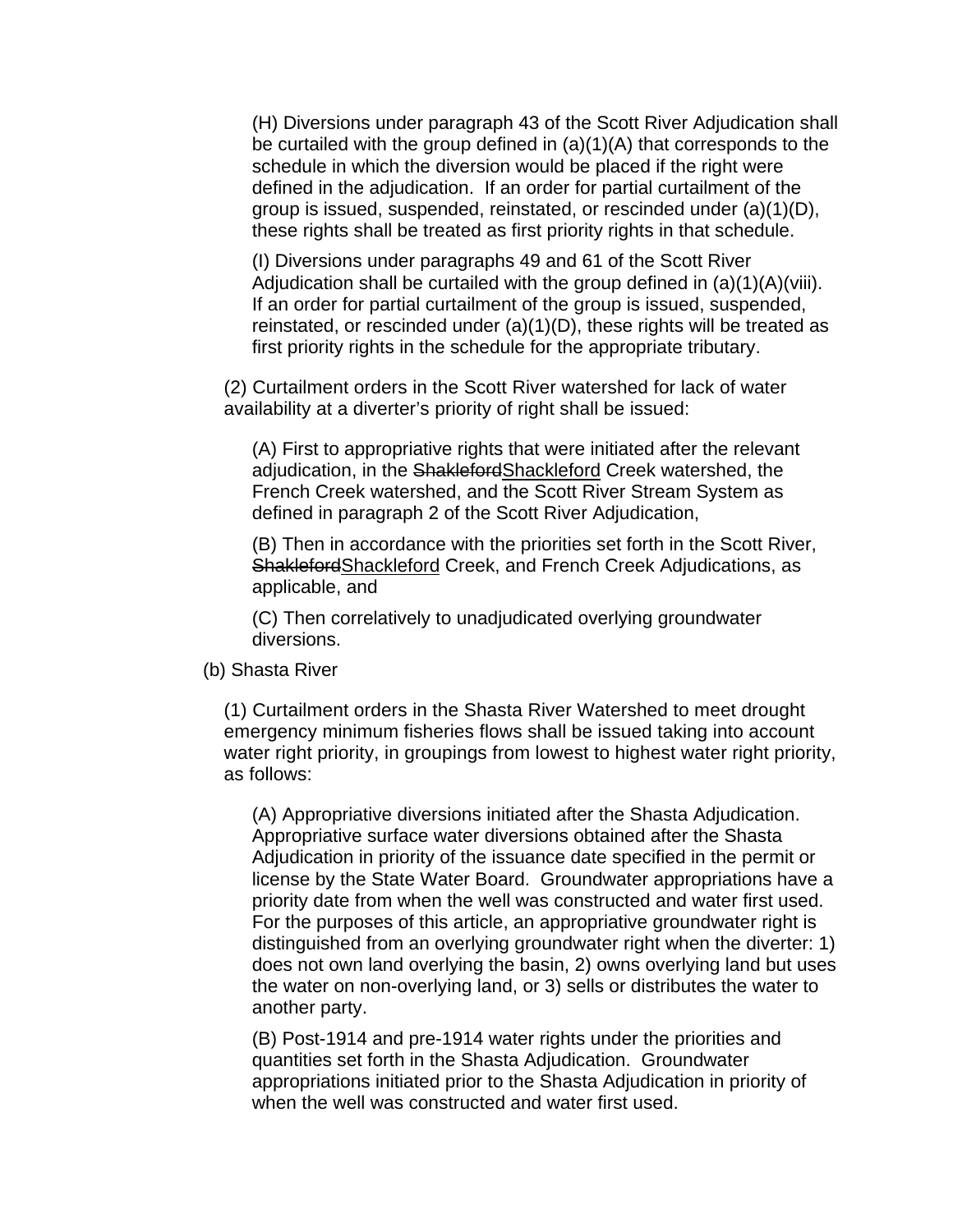(H) Diversions under paragraph 43 of the Scott River Adjudication shall be curtailed with the group defined in (a)(1)(A) that corresponds to the schedule in which the diversion would be placed if the right were defined in the adjudication. If an order for partial curtailment of the group is issued, suspended, reinstated, or rescinded under (a)(1)(D), these rights shall be treated as first priority rights in that schedule.

(I) Diversions under paragraphs 49 and 61 of the Scott River Adjudication shall be curtailed with the group defined in (a)(1)(A)(viii). If an order for partial curtailment of the group is issued, suspended, reinstated, or rescinded under (a)(1)(D), these rights will be treated as first priority rights in the schedule for the appropriate tributary.

(2) Curtailment orders in the Scott River watershed for lack of water availability at a diverter's priority of right shall be issued:

(A) First to appropriative rights that were initiated after the relevant adjudication, in the ~~Shakleford~~<u>Shackleford</u> Creek watershed, the French Creek watershed, and the Scott River Stream System as defined in paragraph 2 of the Scott River Adjudication,

(B) Then in accordance with the priorities set forth in the Scott River, ~~Shakleford~~<u>Shackleford</u> Creek, and French Creek Adjudications, as applicable, and

(C) Then correlatively to unadjudicated overlying groundwater diversions.

(b) Shasta River

(1) Curtailment orders in the Shasta River Watershed to meet drought emergency minimum fisheries flows shall be issued taking into account water right priority, in groupings from lowest to highest water right priority, as follows:

(A) Appropriative diversions initiated after the Shasta Adjudication. Appropriative surface water diversions obtained after the Shasta Adjudication in priority of the issuance date specified in the permit or license by the State Water Board. Groundwater appropriations have a priority date from when the well was constructed and water first used. For the purposes of this article, an appropriative groundwater right is distinguished from an overlying groundwater right when the diverter: 1) does not own land overlying the basin, 2) owns overlying land but uses the water on non-overlying land, or 3) sells or distributes the water to another party.

(B) Post-1914 and pre-1914 water rights under the priorities and quantities set forth in the Shasta Adjudication. Groundwater appropriations initiated prior to the Shasta Adjudication in priority of when the well was constructed and water first used.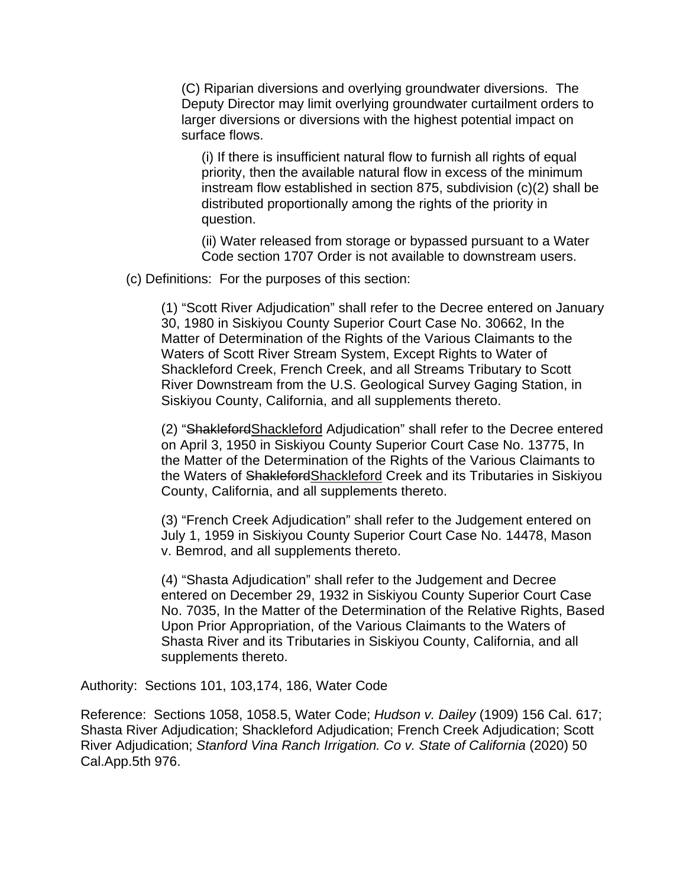(C) Riparian diversions and overlying groundwater diversions. The Deputy Director may limit overlying groundwater curtailment orders to larger diversions or diversions with the highest potential impact on surface flows.

(i) If there is insufficient natural flow to furnish all rights of equal priority, then the available natural flow in excess of the minimum instream flow established in section 875, subdivision (c)(2) shall be distributed proportionally among the rights of the priority in question.

(ii) Water released from storage or bypassed pursuant to a Water Code section 1707 Order is not available to downstream users.

(c) Definitions: For the purposes of this section:

(1) "Scott River Adjudication" shall refer to the Decree entered on January 30, 1980 in Siskiyou County Superior Court Case No. 30662, In the Matter of Determination of the Rights of the Various Claimants to the Waters of Scott River Stream System, Except Rights to Water of Shackleford Creek, French Creek, and all Streams Tributary to Scott River Downstream from the U.S. Geological Survey Gaging Station, in Siskiyou County, California, and all supplements thereto.

(2) "~~Shakleford~~<u>Shackleford</u> Adjudication" shall refer to the Decree entered on April 3, 1950 in Siskiyou County Superior Court Case No. 13775, In the Matter of the Determination of the Rights of the Various Claimants to the Waters of ~~Shakleford~~<u>Shackleford</u> Creek and its Tributaries in Siskiyou County, California, and all supplements thereto.

(3) "French Creek Adjudication" shall refer to the Judgement entered on July 1, 1959 in Siskiyou County Superior Court Case No. 14478, Mason v. Bemrod, and all supplements thereto.

(4) "Shasta Adjudication" shall refer to the Judgement and Decree entered on December 29, 1932 in Siskiyou County Superior Court Case No. 7035, In the Matter of the Determination of the Relative Rights, Based Upon Prior Appropriation, of the Various Claimants to the Waters of Shasta River and its Tributaries in Siskiyou County, California, and all supplements thereto.

Authority: Sections 101, 103,174, 186, Water Code

Reference: Sections 1058, 1058.5, Water Code; *Hudson v. Dailey* (1909) 156 Cal. 617; Shasta River Adjudication; Shackleford Adjudication; French Creek Adjudication; Scott River Adjudication; *Stanford Vina Ranch Irrigation. Co v. State of California* (2020) 50 Cal.App.5th 976.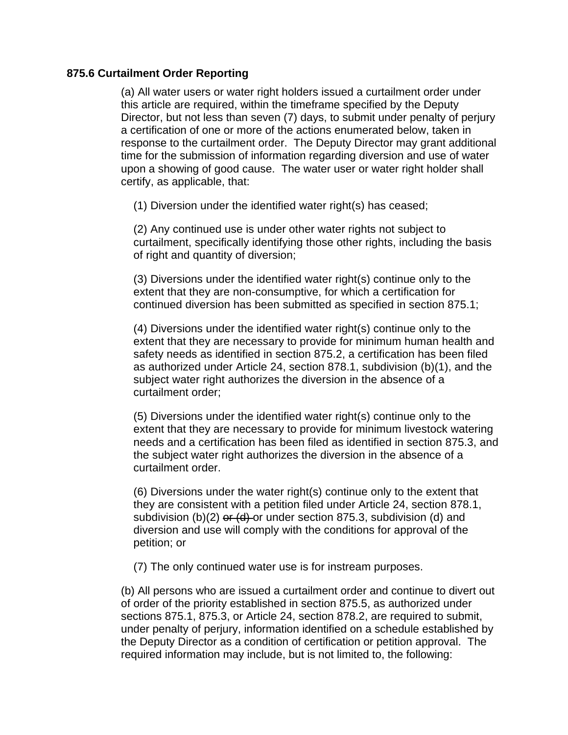**875.6 Curtailment Order Reporting**

(a) All water users or water right holders issued a curtailment order under this article are required, within the timeframe specified by the Deputy Director, but not less than seven (7) days, to submit under penalty of perjury a certification of one or more of the actions enumerated below, taken in response to the curtailment order. The Deputy Director may grant additional time for the submission of information regarding diversion and use of water upon a showing of good cause. The water user or water right holder shall certify, as applicable, that:

(1) Diversion under the identified water right(s) has ceased;

(2) Any continued use is under other water rights not subject to curtailment, specifically identifying those other rights, including the basis of right and quantity of diversion;

(3) Diversions under the identified water right(s) continue only to the extent that they are non-consumptive, for which a certification for continued diversion has been submitted as specified in section 875.1;

(4) Diversions under the identified water right(s) continue only to the extent that they are necessary to provide for minimum human health and safety needs as identified in section 875.2, a certification has been filed as authorized under Article 24, section 878.1, subdivision (b)(1), and the subject water right authorizes the diversion in the absence of a curtailment order;

(5) Diversions under the identified water right(s) continue only to the extent that they are necessary to provide for minimum livestock watering needs and a certification has been filed as identified in section 875.3, and the subject water right authorizes the diversion in the absence of a curtailment order.

(6) Diversions under the water right(s) continue only to the extent that they are consistent with a petition filed under Article 24, section 878.1, subdivision (b)(2) ~~or (d)~~ or under section 875.3, subdivision (d) and diversion and use will comply with the conditions for approval of the petition; or

(7) The only continued water use is for instream purposes.

(b) All persons who are issued a curtailment order and continue to divert out of order of the priority established in section 875.5, as authorized under sections 875.1, 875.3, or Article 24, section 878.2, are required to submit, under penalty of perjury, information identified on a schedule established by the Deputy Director as a condition of certification or petition approval. The required information may include, but is not limited to, the following: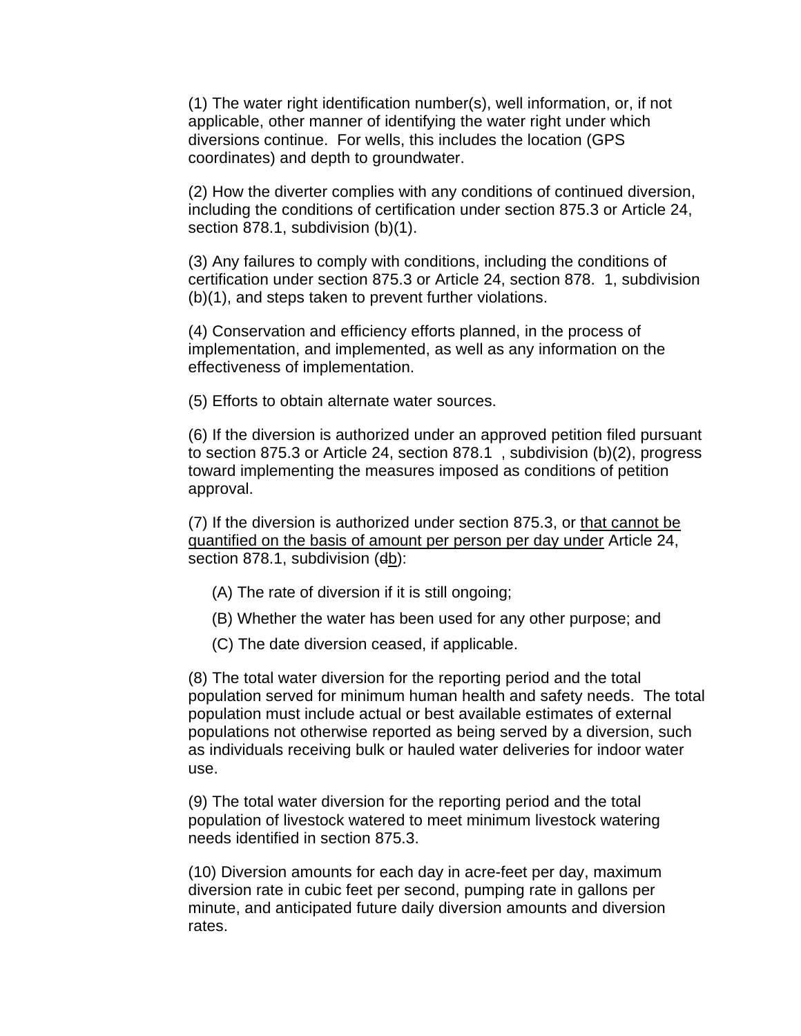(1) The water right identification number(s), well information, or, if not applicable, other manner of identifying the water right under which diversions continue.  For wells, this includes the location (GPS coordinates) and depth to groundwater.

(2) How the diverter complies with any conditions of continued diversion, including the conditions of certification under section 875.3 or Article 24, section 878.1, subdivision (b)(1).

(3) Any failures to comply with conditions, including the conditions of certification under section 875.3 or Article 24, section 878. 1, subdivision (b)(1), and steps taken to prevent further violations.

(4) Conservation and efficiency efforts planned, in the process of implementation, and implemented, as well as any information on the effectiveness of implementation.

(5) Efforts to obtain alternate water sources.

(6) If the diversion is authorized under an approved petition filed pursuant to section 875.3 or Article 24, section 878.1 , subdivision (b)(2), progress toward implementing the measures imposed as conditions of petition approval.

(7) If the diversion is authorized under section 875.3, or <u>that cannot be quantified on the basis of amount per person per day under</u> Article 24, section 878.1, subdivision (~~d~~<u>b</u>):

- (A) The rate of diversion if it is still ongoing;
- (B) Whether the water has been used for any other purpose; and
- (C) The date diversion ceased, if applicable.

(8) The total water diversion for the reporting period and the total population served for minimum human health and safety needs.  The total population must include actual or best available estimates of external populations not otherwise reported as being served by a diversion, such as individuals receiving bulk or hauled water deliveries for indoor water use.

(9) The total water diversion for the reporting period and the total population of livestock watered to meet minimum livestock watering needs identified in section 875.3.

(10) Diversion amounts for each day in acre-feet per day, maximum diversion rate in cubic feet per second, pumping rate in gallons per minute, and anticipated future daily diversion amounts and diversion rates.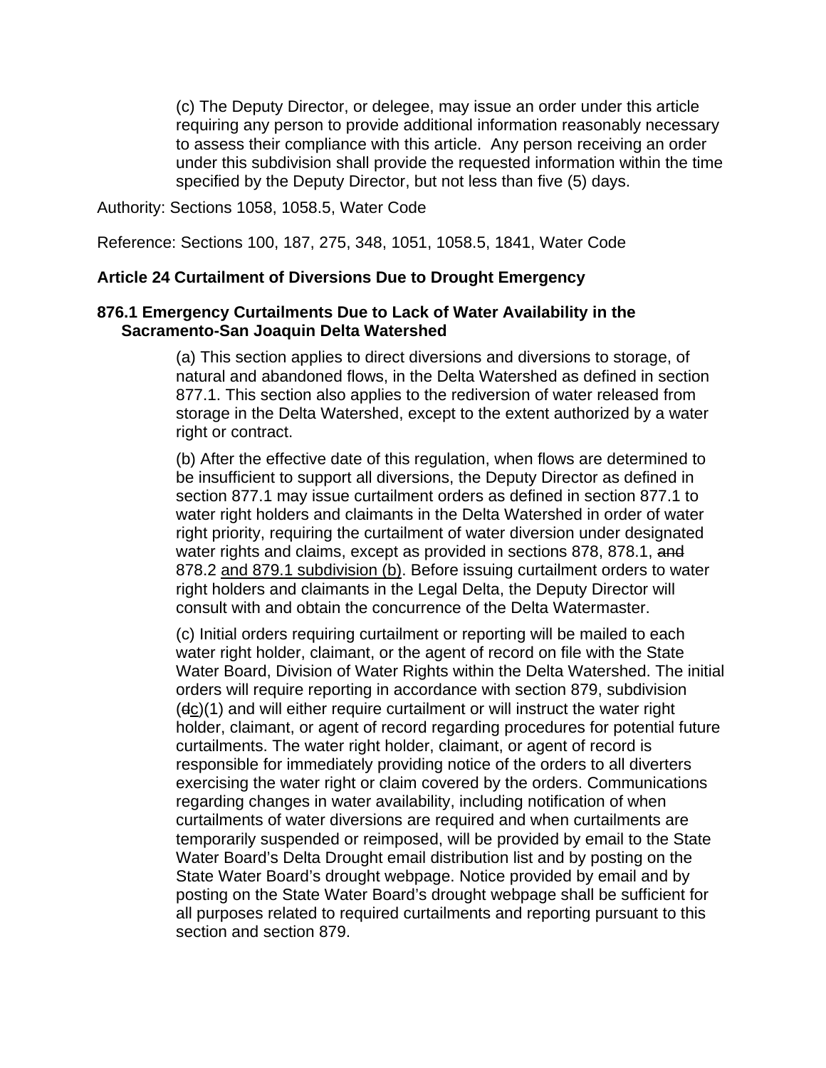(c) The Deputy Director, or delegee, may issue an order under this article requiring any person to provide additional information reasonably necessary to assess their compliance with this article. Any person receiving an order under this subdivision shall provide the requested information within the time specified by the Deputy Director, but not less than five (5) days.

Authority: Sections 1058, 1058.5, Water Code

Reference: Sections 100, 187, 275, 348, 1051, 1058.5, 1841, Water Code

**Article 24 Curtailment of Diversions Due to Drought Emergency**

**876.1 Emergency Curtailments Due to Lack of Water Availability in the Sacramento-San Joaquin Delta Watershed**

(a) This section applies to direct diversions and diversions to storage, of natural and abandoned flows, in the Delta Watershed as defined in section 877.1. This section also applies to the rediversion of water released from storage in the Delta Watershed, except to the extent authorized by a water right or contract.

(b) After the effective date of this regulation, when flows are determined to be insufficient to support all diversions, the Deputy Director as defined in section 877.1 may issue curtailment orders as defined in section 877.1 to water right holders and claimants in the Delta Watershed in order of water right priority, requiring the curtailment of water diversion under designated water rights and claims, except as provided in sections 878, 878.1, ~~and~~ 878.2 <u>and 879.1 subdivision (b)</u>. Before issuing curtailment orders to water right holders and claimants in the Legal Delta, the Deputy Director will consult with and obtain the concurrence of the Delta Watermaster.

(c) Initial orders requiring curtailment or reporting will be mailed to each water right holder, claimant, or the agent of record on file with the State Water Board, Division of Water Rights within the Delta Watershed. The initial orders will require reporting in accordance with section 879, subdivision (~~d~~<u>c</u>)(1) and will either require curtailment or will instruct the water right holder, claimant, or agent of record regarding procedures for potential future curtailments. The water right holder, claimant, or agent of record is responsible for immediately providing notice of the orders to all diverters exercising the water right or claim covered by the orders. Communications regarding changes in water availability, including notification of when curtailments of water diversions are required and when curtailments are temporarily suspended or reimposed, will be provided by email to the State Water Board's Delta Drought email distribution list and by posting on the State Water Board's drought webpage. Notice provided by email and by posting on the State Water Board's drought webpage shall be sufficient for all purposes related to required curtailments and reporting pursuant to this section and section 879.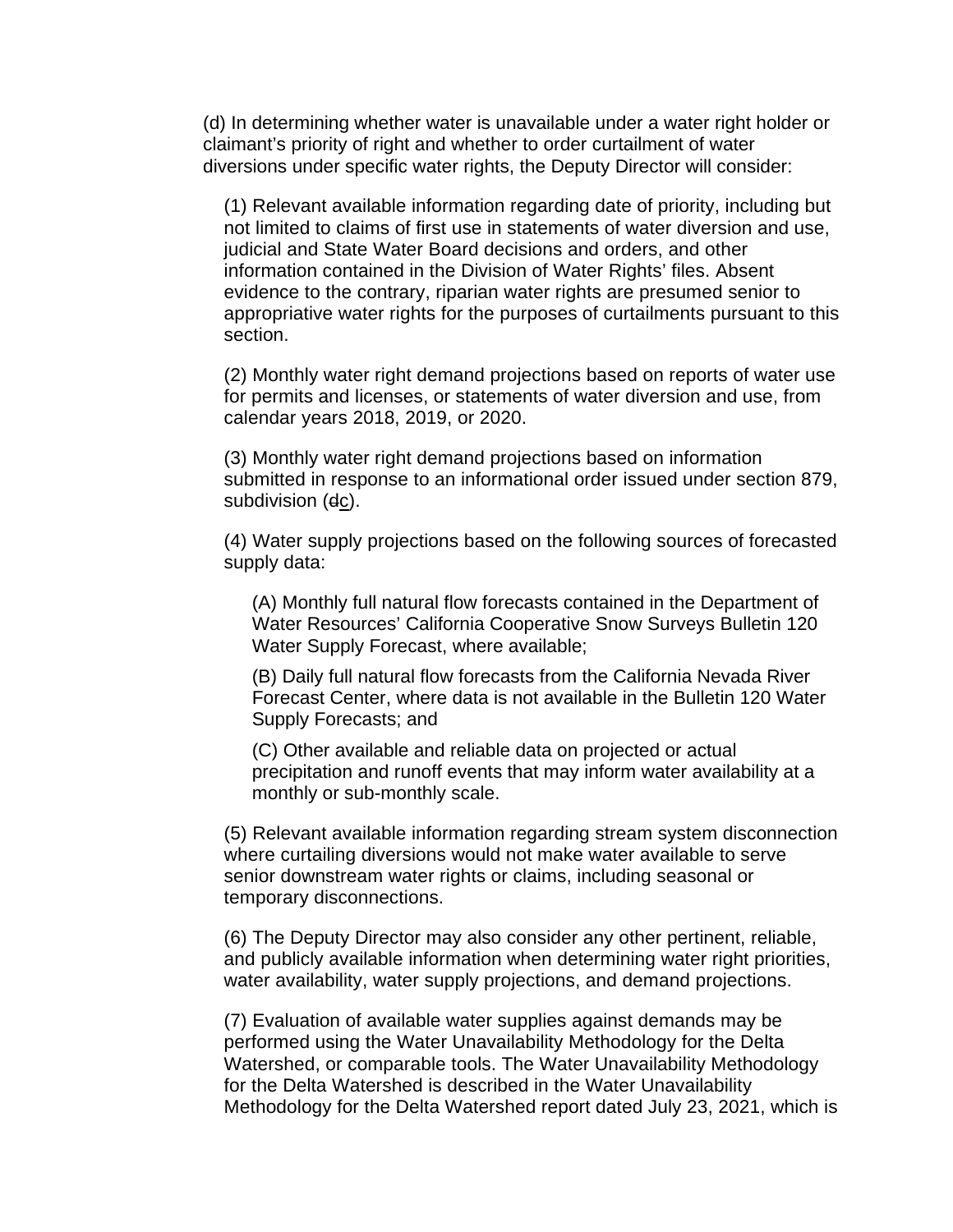(d) In determining whether water is unavailable under a water right holder or claimant's priority of right and whether to order curtailment of water diversions under specific water rights, the Deputy Director will consider:

(1) Relevant available information regarding date of priority, including but not limited to claims of first use in statements of water diversion and use, judicial and State Water Board decisions and orders, and other information contained in the Division of Water Rights' files. Absent evidence to the contrary, riparian water rights are presumed senior to appropriative water rights for the purposes of curtailments pursuant to this section.

(2) Monthly water right demand projections based on reports of water use for permits and licenses, or statements of water diversion and use, from calendar years 2018, 2019, or 2020.

(3) Monthly water right demand projections based on information submitted in response to an informational order issued under section 879, subdivision (~~d~~c).

(4) Water supply projections based on the following sources of forecasted supply data:

(A) Monthly full natural flow forecasts contained in the Department of Water Resources' California Cooperative Snow Surveys Bulletin 120 Water Supply Forecast, where available;

(B) Daily full natural flow forecasts from the California Nevada River Forecast Center, where data is not available in the Bulletin 120 Water Supply Forecasts; and

(C) Other available and reliable data on projected or actual precipitation and runoff events that may inform water availability at a monthly or sub-monthly scale.

(5) Relevant available information regarding stream system disconnection where curtailing diversions would not make water available to serve senior downstream water rights or claims, including seasonal or temporary disconnections.

(6) The Deputy Director may also consider any other pertinent, reliable, and publicly available information when determining water right priorities, water availability, water supply projections, and demand projections.

(7) Evaluation of available water supplies against demands may be performed using the Water Unavailability Methodology for the Delta Watershed, or comparable tools. The Water Unavailability Methodology for the Delta Watershed is described in the Water Unavailability Methodology for the Delta Watershed report dated July 23, 2021, which is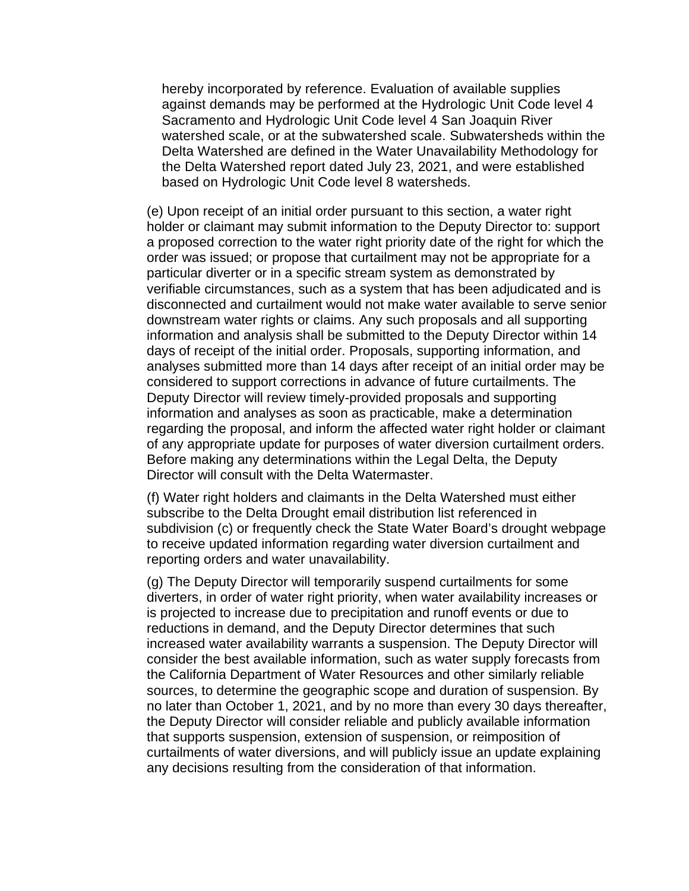hereby incorporated by reference. Evaluation of available supplies against demands may be performed at the Hydrologic Unit Code level 4 Sacramento and Hydrologic Unit Code level 4 San Joaquin River watershed scale, or at the subwatershed scale. Subwatersheds within the Delta Watershed are defined in the Water Unavailability Methodology for the Delta Watershed report dated July 23, 2021, and were established based on Hydrologic Unit Code level 8 watersheds.

(e) Upon receipt of an initial order pursuant to this section, a water right holder or claimant may submit information to the Deputy Director to: support a proposed correction to the water right priority date of the right for which the order was issued; or propose that curtailment may not be appropriate for a particular diverter or in a specific stream system as demonstrated by verifiable circumstances, such as a system that has been adjudicated and is disconnected and curtailment would not make water available to serve senior downstream water rights or claims. Any such proposals and all supporting information and analysis shall be submitted to the Deputy Director within 14 days of receipt of the initial order. Proposals, supporting information, and analyses submitted more than 14 days after receipt of an initial order may be considered to support corrections in advance of future curtailments. The Deputy Director will review timely-provided proposals and supporting information and analyses as soon as practicable, make a determination regarding the proposal, and inform the affected water right holder or claimant of any appropriate update for purposes of water diversion curtailment orders. Before making any determinations within the Legal Delta, the Deputy Director will consult with the Delta Watermaster.

(f) Water right holders and claimants in the Delta Watershed must either subscribe to the Delta Drought email distribution list referenced in subdivision (c) or frequently check the State Water Board's drought webpage to receive updated information regarding water diversion curtailment and reporting orders and water unavailability.

(g) The Deputy Director will temporarily suspend curtailments for some diverters, in order of water right priority, when water availability increases or is projected to increase due to precipitation and runoff events or due to reductions in demand, and the Deputy Director determines that such increased water availability warrants a suspension. The Deputy Director will consider the best available information, such as water supply forecasts from the California Department of Water Resources and other similarly reliable sources, to determine the geographic scope and duration of suspension. By no later than October 1, 2021, and by no more than every 30 days thereafter, the Deputy Director will consider reliable and publicly available information that supports suspension, extension of suspension, or reimposition of curtailments of water diversions, and will publicly issue an update explaining any decisions resulting from the consideration of that information.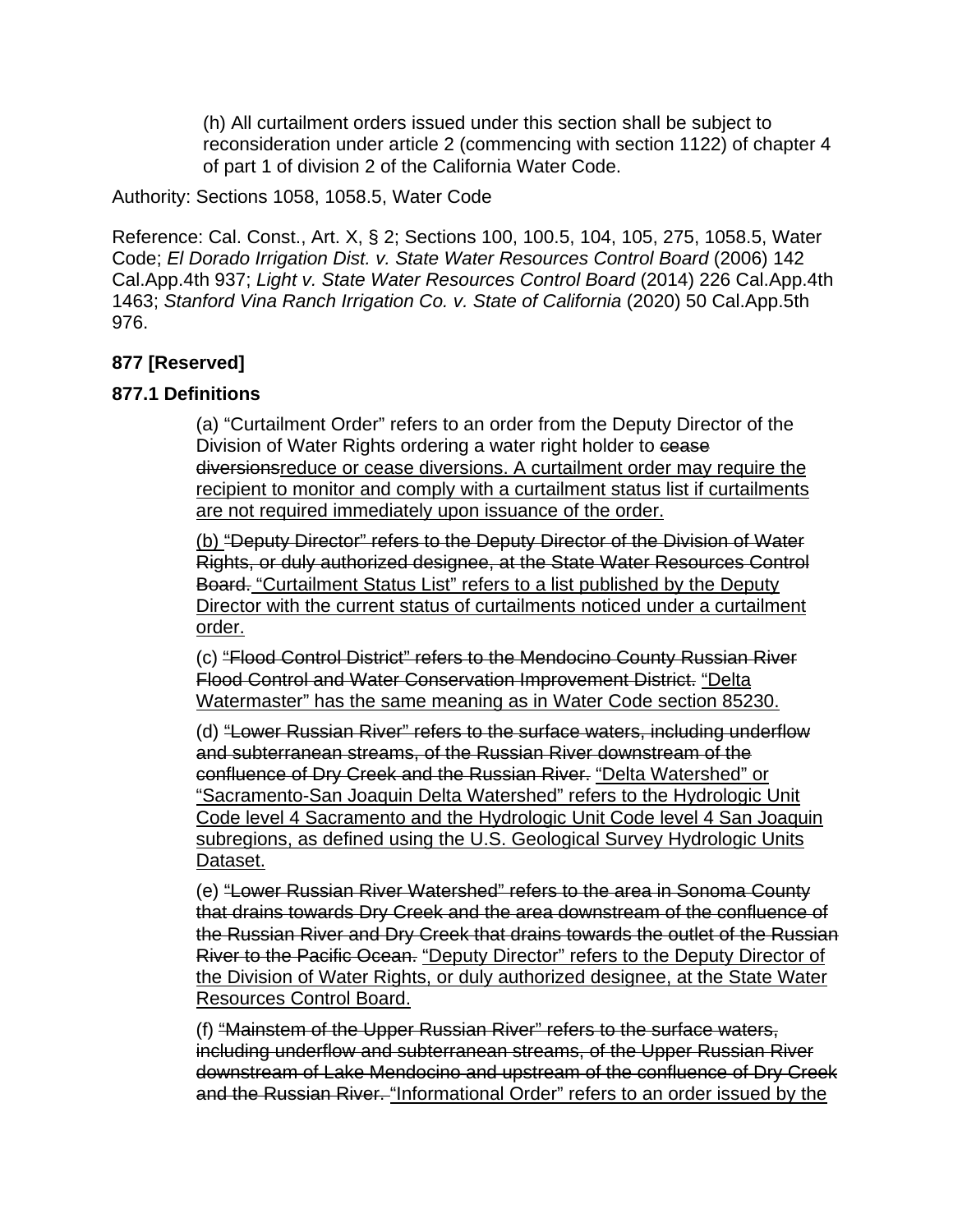(h) All curtailment orders issued under this section shall be subject to reconsideration under article 2 (commencing with section 1122) of chapter 4 of part 1 of division 2 of the California Water Code.

Authority: Sections 1058, 1058.5, Water Code

Reference: Cal. Const., Art. X, § 2; Sections 100, 100.5, 104, 105, 275, 1058.5, Water Code; *El Dorado Irrigation Dist. v. State Water Resources Control Board* (2006) 142 Cal.App.4th 937; *Light v. State Water Resources Control Board* (2014) 226 Cal.App.4th 1463; *Stanford Vina Ranch Irrigation Co. v. State of California* (2020) 50 Cal.App.5th 976.

**877 [Reserved]**

**877.1 Definitions**

(a) "Curtailment Order" refers to an order from the Deputy Director of the Division of Water Rights ordering a water right holder to ~~cease diversions~~reduce or cease diversions. A curtailment order may require the recipient to monitor and comply with a curtailment status list if curtailments are not required immediately upon issuance of the order.

(b) ~~"Deputy Director" refers to the Deputy Director of the Division of Water Rights, or duly authorized designee, at the State Water Resources Control Board.~~ "Curtailment Status List" refers to a list published by the Deputy Director with the current status of curtailments noticed under a curtailment order.

(c) ~~"Flood Control District" refers to the Mendocino County Russian River Flood Control and Water Conservation Improvement District.~~ "Delta Watermaster" has the same meaning as in Water Code section 85230.

(d) ~~"Lower Russian River" refers to the surface waters, including underflow and subterranean streams, of the Russian River downstream of the confluence of Dry Creek and the Russian River.~~ "Delta Watershed" or "Sacramento-San Joaquin Delta Watershed" refers to the Hydrologic Unit Code level 4 Sacramento and the Hydrologic Unit Code level 4 San Joaquin subregions, as defined using the U.S. Geological Survey Hydrologic Units Dataset.

(e) ~~"Lower Russian River Watershed" refers to the area in Sonoma County that drains towards Dry Creek and the area downstream of the confluence of the Russian River and Dry Creek that drains towards the outlet of the Russian River to the Pacific Ocean.~~ "Deputy Director" refers to the Deputy Director of the Division of Water Rights, or duly authorized designee, at the State Water Resources Control Board.

(f) ~~"Mainstem of the Upper Russian River" refers to the surface waters, including underflow and subterranean streams, of the Upper Russian River downstream of Lake Mendocino and upstream of the confluence of Dry Creek and the Russian River.~~ "Informational Order" refers to an order issued by the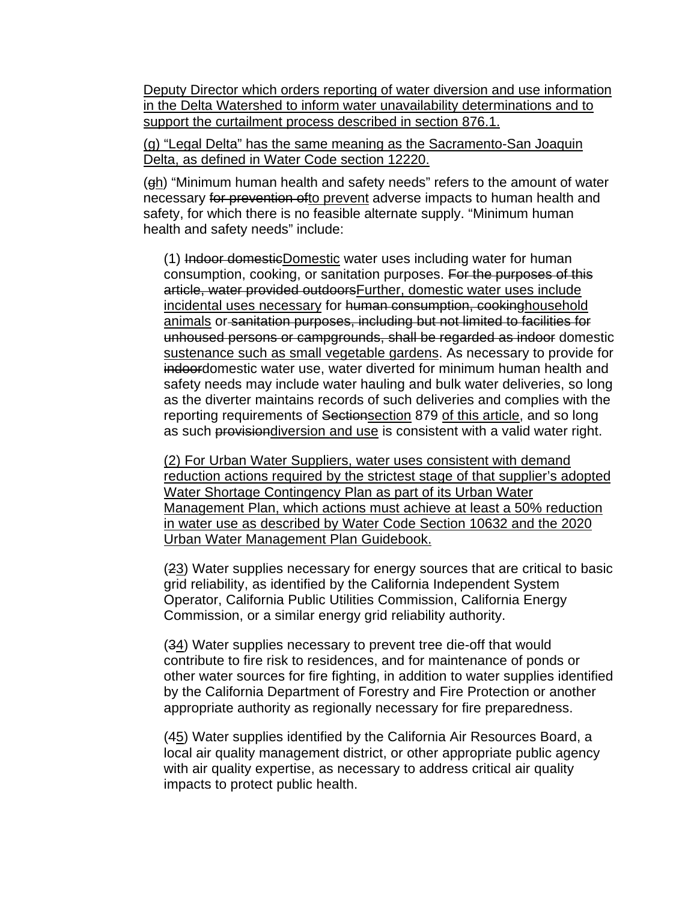<u>Deputy Director which orders reporting of water diversion and use information in the Delta Watershed to inform water unavailability determinations and to support the curtailment process described in section 876.1.</u>

<u>(g) "Legal Delta" has the same meaning as the Sacramento-San Joaquin Delta, as defined in Water Code section 12220.</u>

(~~g~~<u>h</u>) "Minimum human health and safety needs" refers to the amount of water necessary ~~for prevention of~~<u>to prevent</u> adverse impacts to human health and safety, for which there is no feasible alternate supply. "Minimum human health and safety needs" include:

(1) ~~Indoor domestic~~<u>Domestic</u> water uses including water for human consumption, cooking, or sanitation purposes. ~~For the purposes of this article, water provided outdoors~~<u>Further, domestic water uses include incidental uses necessary</u> for ~~human consumption, cooking~~<u>household animals</u> or ~~sanitation purposes, including but not limited to facilities for unhoused persons or campgrounds, shall be regarded as indoor~~ domestic <u>sustenance such as small vegetable gardens</u>. As necessary to provide for ~~indoor~~domestic water use, water diverted for minimum human health and safety needs may include water hauling and bulk water deliveries, so long as the diverter maintains records of such deliveries and complies with the reporting requirements of ~~Section~~<u>section</u> 879 <u>of this article</u>, and so long as such ~~provision~~<u>diversion and use</u> is consistent with a valid water right.

<u>(2) For Urban Water Suppliers, water uses consistent with demand reduction actions required by the strictest stage of that supplier's adopted Water Shortage Contingency Plan as part of its Urban Water Management Plan, which actions must achieve at least a 50% reduction in water use as described by Water Code Section 10632 and the 2020 Urban Water Management Plan Guidebook.</u>

(~~2~~<u>3</u>) Water supplies necessary for energy sources that are critical to basic grid reliability, as identified by the California Independent System Operator, California Public Utilities Commission, California Energy Commission, or a similar energy grid reliability authority.

(~~3~~<u>4</u>) Water supplies necessary to prevent tree die-off that would contribute to fire risk to residences, and for maintenance of ponds or other water sources for fire fighting, in addition to water supplies identified by the California Department of Forestry and Fire Protection or another appropriate authority as regionally necessary for fire preparedness.

(~~4~~<u>5</u>) Water supplies identified by the California Air Resources Board, a local air quality management district, or other appropriate public agency with air quality expertise, as necessary to address critical air quality impacts to protect public health.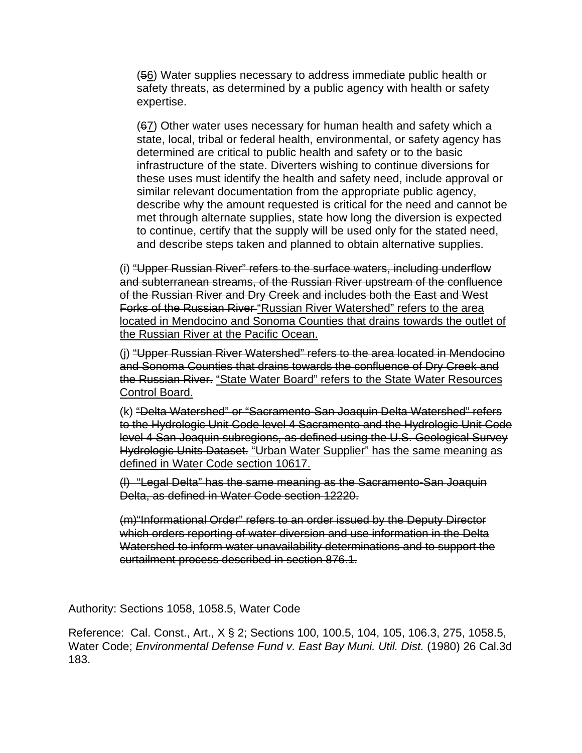(~~5~~6) Water supplies necessary to address immediate public health or safety threats, as determined by a public agency with health or safety expertise.

(~~6~~7) Other water uses necessary for human health and safety which a state, local, tribal or federal health, environmental, or safety agency has determined are critical to public health and safety or to the basic infrastructure of the state. Diverters wishing to continue diversions for these uses must identify the health and safety need, include approval or similar relevant documentation from the appropriate public agency, describe why the amount requested is critical for the need and cannot be met through alternate supplies, state how long the diversion is expected to continue, certify that the supply will be used only for the stated need, and describe steps taken and planned to obtain alternative supplies.

(i) ~~"Upper Russian River" refers to the surface waters, including underflow and subterranean streams, of the Russian River upstream of the confluence of the Russian River and Dry Creek and includes both the East and West Forks of the Russian River~~ <u>"Russian River Watershed" refers to the area located in Mendocino and Sonoma Counties that drains towards the outlet of the Russian River at the Pacific Ocean.</u>

(j) ~~"Upper Russian River Watershed" refers to the area located in Mendocino and Sonoma Counties that drains towards the confluence of Dry Creek and the Russian River.~~ <u>"State Water Board" refers to the State Water Resources Control Board.</u>

(k) ~~"Delta Watershed" or "Sacramento-San Joaquin Delta Watershed" refers to the Hydrologic Unit Code level 4 Sacramento and the Hydrologic Unit Code level 4 San Joaquin subregions, as defined using the U.S. Geological Survey Hydrologic Units Dataset.~~ <u>"Urban Water Supplier" has the same meaning as defined in Water Code section 10617.</u>

~~(l) "Legal Delta" has the same meaning as the Sacramento-San Joaquin Delta, as defined in Water Code section 12220.~~

~~(m)"Informational Order" refers to an order issued by the Deputy Director which orders reporting of water diversion and use information in the Delta Watershed to inform water unavailability determinations and to support the curtailment process described in section 876.1.~~

Authority: Sections 1058, 1058.5, Water Code

Reference: Cal. Const., Art., X § 2; Sections 100, 100.5, 104, 105, 106.3, 275, 1058.5, Water Code; *Environmental Defense Fund v. East Bay Muni. Util. Dist.* (1980) 26 Cal.3d 183.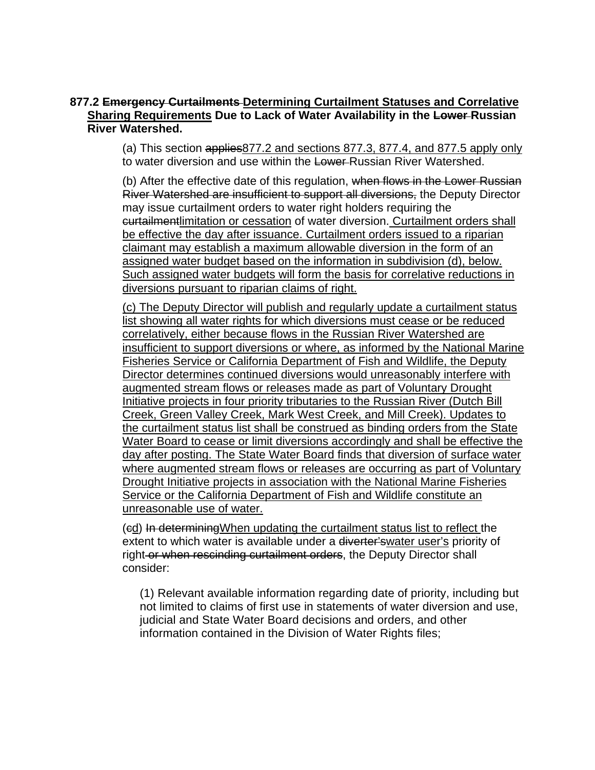**877.2 ~~Emergency Curtailments~~ <u>Determining Curtailment Statuses and Correlative Sharing Requirements</u> Due to Lack of Water Availability in the ~~Lower~~ Russian River Watershed.**

(a) This section ~~applies~~<u>877.2 and sections 877.3, 877.4, and 877.5 apply only</u> to water diversion and use within the ~~Lower~~ Russian River Watershed.

(b) After the effective date of this regulation, ~~when flows in the Lower Russian River Watershed are insufficient to support all diversions,~~ the Deputy Director may issue curtailment orders to water right holders requiring the ~~curtailment~~<u>limitation or cessation</u> of water diversion.<u> Curtailment orders shall be effective the day after issuance. Curtailment orders issued to a riparian claimant may establish a maximum allowable diversion in the form of an assigned water budget based on the information in subdivision (d), below. Such assigned water budgets will form the basis for correlative reductions in diversions pursuant to riparian claims of right.</u>

<u>(c) The Deputy Director will publish and regularly update a curtailment status list showing all water rights for which diversions must cease or be reduced correlatively, either because flows in the Russian River Watershed are insufficient to support diversions or where, as informed by the National Marine Fisheries Service or California Department of Fish and Wildlife, the Deputy Director determines continued diversions would unreasonably interfere with augmented stream flows or releases made as part of Voluntary Drought Initiative projects in four priority tributaries to the Russian River (Dutch Bill Creek, Green Valley Creek, Mark West Creek, and Mill Creek). Updates to the curtailment status list shall be construed as binding orders from the State Water Board to cease or limit diversions accordingly and shall be effective the day after posting. The State Water Board finds that diversion of surface water where augmented stream flows or releases are occurring as part of Voluntary Drought Initiative projects in association with the National Marine Fisheries Service or the California Department of Fish and Wildlife constitute an unreasonable use of water.</u>

(~~c~~<u>d</u>) ~~In determining~~<u>When updating the curtailment status list to reflect</u> the extent to which water is available under a ~~diverter's~~<u>water user's</u> priority of right ~~or when rescinding curtailment orders~~, the Deputy Director shall consider:

(1) Relevant available information regarding date of priority, including but not limited to claims of first use in statements of water diversion and use, judicial and State Water Board decisions and orders, and other information contained in the Division of Water Rights files;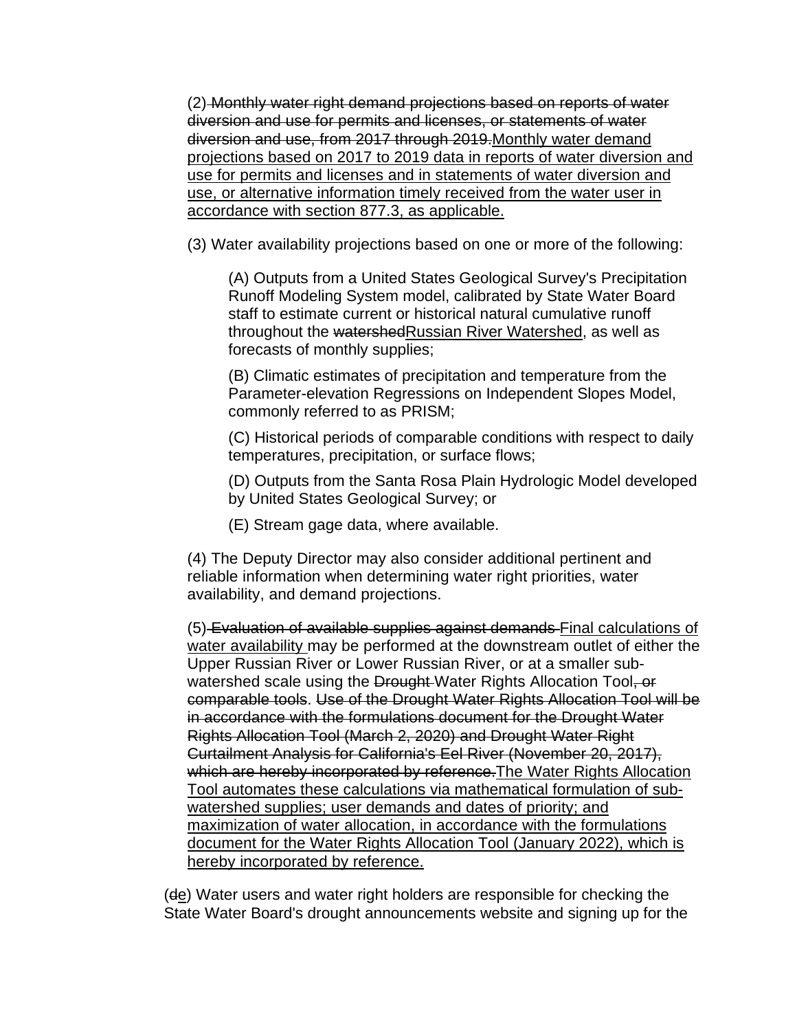(2) ~~Monthly water right demand projections based on reports of water diversion and use for permits and licenses, or statements of water diversion and use, from 2017 through 2019.~~<u>Monthly water demand projections based on 2017 to 2019 data in reports of water diversion and use for permits and licenses and in statements of water diversion and use, or alternative information timely received from the water user in accordance with section 877.3, as applicable.</u>

(3) Water availability projections based on one or more of the following:

(A) Outputs from a United States Geological Survey's Precipitation Runoff Modeling System model, calibrated by State Water Board staff to estimate current or historical natural cumulative runoff throughout the ~~watershed~~<u>Russian River Watershed</u>, as well as forecasts of monthly supplies;

(B) Climatic estimates of precipitation and temperature from the Parameter-elevation Regressions on Independent Slopes Model, commonly referred to as PRISM;

(C) Historical periods of comparable conditions with respect to daily temperatures, precipitation, or surface flows;

(D) Outputs from the Santa Rosa Plain Hydrologic Model developed by United States Geological Survey; or

(E) Stream gage data, where available.

(4) The Deputy Director may also consider additional pertinent and reliable information when determining water right priorities, water availability, and demand projections.

(5) ~~Evaluation of available supplies against demands~~ <u>Final calculations of water availability</u> may be performed at the downstream outlet of either the Upper Russian River or Lower Russian River, or at a smaller sub-watershed scale using the ~~Drought~~ Water Rights Allocation Tool~~, or comparable tools~~. ~~Use of the Drought Water Rights Allocation Tool will be in accordance with the formulations document for the Drought Water Rights Allocation Tool (March 2, 2020) and Drought Water Right Curtailment Analysis for California's Eel River (November 20, 2017), which are hereby incorporated by reference.~~<u>The Water Rights Allocation Tool automates these calculations via mathematical formulation of sub-watershed supplies; user demands and dates of priority; and maximization of water allocation, in accordance with the formulations document for the Water Rights Allocation Tool (January 2022), which is hereby incorporated by reference.</u>

(~~d~~<u>e</u>) Water users and water right holders are responsible for checking the State Water Board's drought announcements website and signing up for the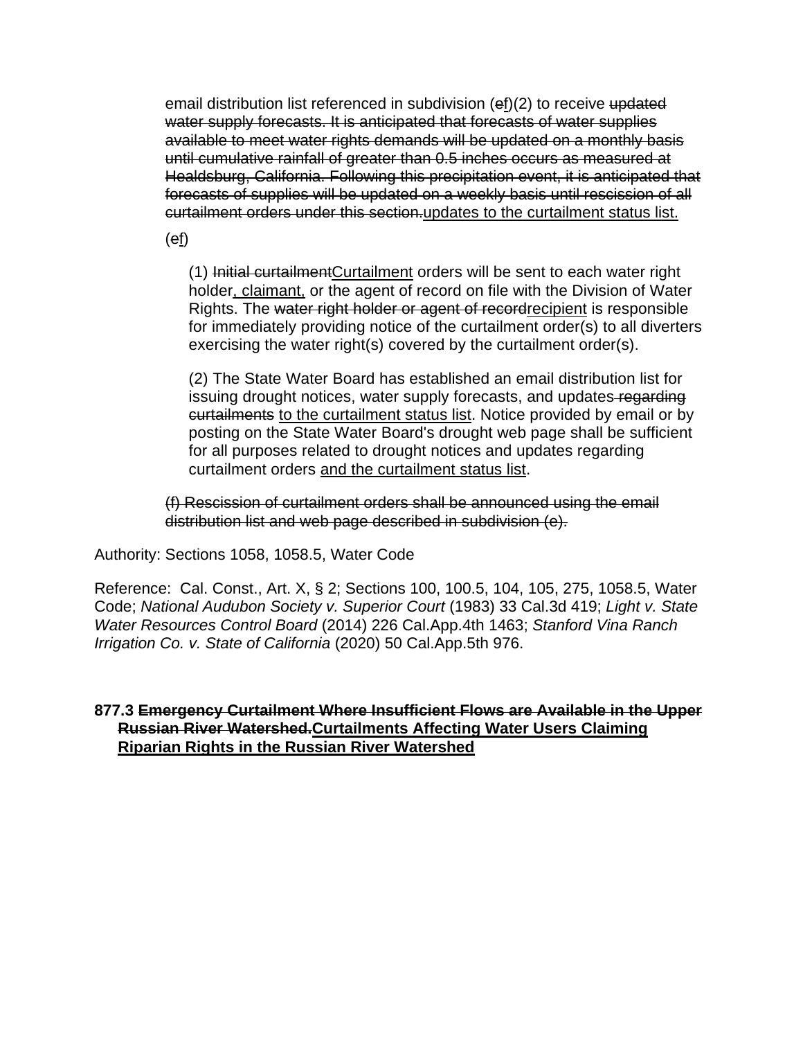email distribution list referenced in subdivision (~~e~~<u>f</u>)(2) to receive ~~updated water supply forecasts. It is anticipated that forecasts of water supplies available to meet water rights demands will be updated on a monthly basis until cumulative rainfall of greater than 0.5 inches occurs as measured at Healdsburg, California. Following this precipitation event, it is anticipated that forecasts of supplies will be updated on a weekly basis until rescission of all curtailment orders under this section.~~<u>updates to the curtailment status list.</u>

(~~e~~<u>f</u>)

(1) ~~Initial curtailment~~<u>Curtailment</u> orders will be sent to each water right holder<u>, claimant,</u> or the agent of record on file with the Division of Water Rights. The ~~water right holder or agent of record~~<u>recipient</u> is responsible for immediately providing notice of the curtailment order(s) to all diverters exercising the water right(s) covered by the curtailment order(s).

(2) The State Water Board has established an email distribution list for issuing drought notices, water supply forecasts, and updates ~~regarding curtailments~~ <u>to the curtailment status list</u>. Notice provided by email or by posting on the State Water Board's drought web page shall be sufficient for all purposes related to drought notices and updates regarding curtailment orders <u>and the curtailment status list</u>.

~~(f) Rescission of curtailment orders shall be announced using the email distribution list and web page described in subdivision (e).~~

Authority: Sections 1058, 1058.5, Water Code

Reference: Cal. Const., Art. X, § 2; Sections 100, 100.5, 104, 105, 275, 1058.5, Water Code; *National Audubon Society v. Superior Court* (1983) 33 Cal.3d 419; *Light v. State Water Resources Control Board* (2014) 226 Cal.App.4th 1463; *Stanford Vina Ranch Irrigation Co. v. State of California* (2020) 50 Cal.App.5th 976.

**877.3 ~~Emergency Curtailment Where Insufficient Flows are Available in the Upper Russian River Watershed.~~<u>Curtailments Affecting Water Users Claiming Riparian Rights in the Russian River Watershed</u>**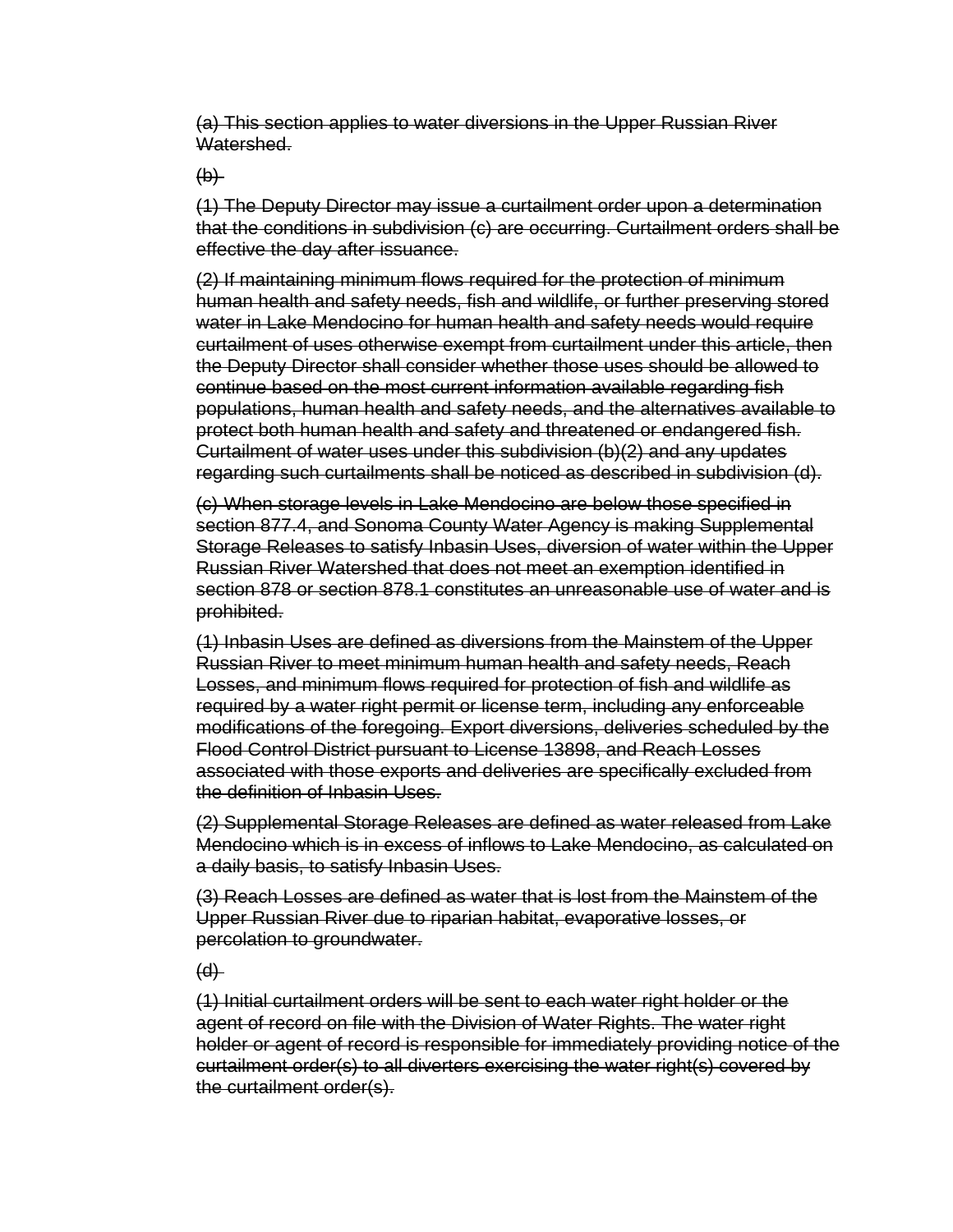~~(a) This section applies to water diversions in the Upper Russian River Watershed.~~

~~(b)~~

~~(1) The Deputy Director may issue a curtailment order upon a determination that the conditions in subdivision (c) are occurring. Curtailment orders shall be effective the day after issuance.~~

~~(2) If maintaining minimum flows required for the protection of minimum human health and safety needs, fish and wildlife, or further preserving stored water in Lake Mendocino for human health and safety needs would require curtailment of uses otherwise exempt from curtailment under this article, then the Deputy Director shall consider whether those uses should be allowed to continue based on the most current information available regarding fish populations, human health and safety needs, and the alternatives available to protect both human health and safety and threatened or endangered fish. Curtailment of water uses under this subdivision (b)(2) and any updates regarding such curtailments shall be noticed as described in subdivision (d).~~

~~(c) When storage levels in Lake Mendocino are below those specified in section 877.4, and Sonoma County Water Agency is making Supplemental Storage Releases to satisfy Inbasin Uses, diversion of water within the Upper Russian River Watershed that does not meet an exemption identified in section 878 or section 878.1 constitutes an unreasonable use of water and is prohibited.~~

~~(1) Inbasin Uses are defined as diversions from the Mainstem of the Upper Russian River to meet minimum human health and safety needs, Reach Losses, and minimum flows required for protection of fish and wildlife as required by a water right permit or license term, including any enforceable modifications of the foregoing. Export diversions, deliveries scheduled by the Flood Control District pursuant to License 13898, and Reach Losses associated with those exports and deliveries are specifically excluded from the definition of Inbasin Uses.~~

~~(2) Supplemental Storage Releases are defined as water released from Lake Mendocino which is in excess of inflows to Lake Mendocino, as calculated on a daily basis, to satisfy Inbasin Uses.~~

~~(3) Reach Losses are defined as water that is lost from the Mainstem of the Upper Russian River due to riparian habitat, evaporative losses, or percolation to groundwater.~~

~~(d)~~

~~(1) Initial curtailment orders will be sent to each water right holder or the agent of record on file with the Division of Water Rights. The water right holder or agent of record is responsible for immediately providing notice of the curtailment order(s) to all diverters exercising the water right(s) covered by the curtailment order(s).~~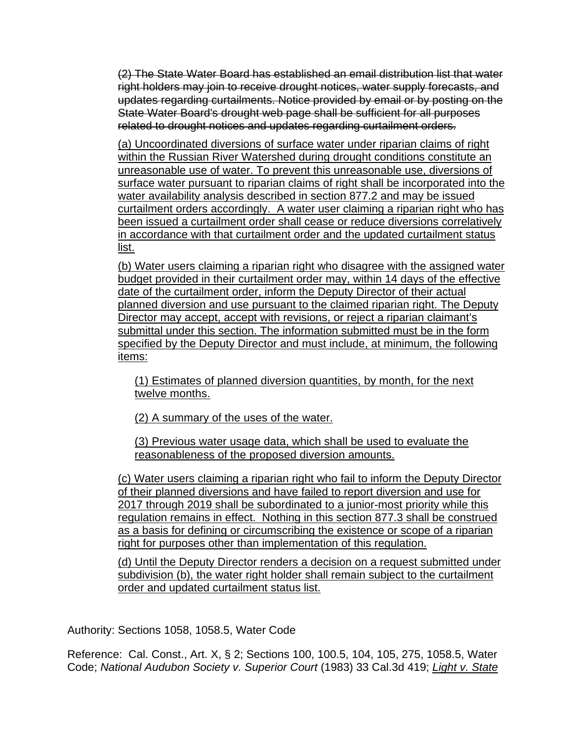~~(2) The State Water Board has established an email distribution list that water right holders may join to receive drought notices, water supply forecasts, and updates regarding curtailments. Notice provided by email or by posting on the State Water Board's drought web page shall be sufficient for all purposes related to drought notices and updates regarding curtailment orders.~~

<u>(a) Uncoordinated diversions of surface water under riparian claims of right within the Russian River Watershed during drought conditions constitute an unreasonable use of water. To prevent this unreasonable use, diversions of surface water pursuant to riparian claims of right shall be incorporated into the water availability analysis described in section 877.2 and may be issued curtailment orders accordingly. A water user claiming a riparian right who has been issued a curtailment order shall cease or reduce diversions correlatively in accordance with that curtailment order and the updated curtailment status list.</u>

<u>(b) Water users claiming a riparian right who disagree with the assigned water budget provided in their curtailment order may, within 14 days of the effective date of the curtailment order, inform the Deputy Director of their actual planned diversion and use pursuant to the claimed riparian right. The Deputy Director may accept, accept with revisions, or reject a riparian claimant's submittal under this section. The information submitted must be in the form specified by the Deputy Director and must include, at minimum, the following items:</u>

<u>(1) Estimates of planned diversion quantities, by month, for the next twelve months.</u>

<u>(2) A summary of the uses of the water.</u>

<u>(3) Previous water usage data, which shall be used to evaluate the reasonableness of the proposed diversion amounts.</u>

<u>(c) Water users claiming a riparian right who fail to inform the Deputy Director of their planned diversions and have failed to report diversion and use for 2017 through 2019 shall be subordinated to a junior-most priority while this regulation remains in effect. Nothing in this section 877.3 shall be construed as a basis for defining or circumscribing the existence or scope of a riparian right for purposes other than implementation of this regulation.</u>

<u>(d) Until the Deputy Director renders a decision on a request submitted under subdivision (b), the water right holder shall remain subject to the curtailment order and updated curtailment status list.</u>

Authority: Sections 1058, 1058.5, Water Code

Reference: Cal. Const., Art. X, § 2; Sections 100, 100.5, 104, 105, 275, 1058.5, Water Code; *National Audubon Society v. Superior Court* (1983) 33 Cal.3d 419; <u>*Light v. State*</u>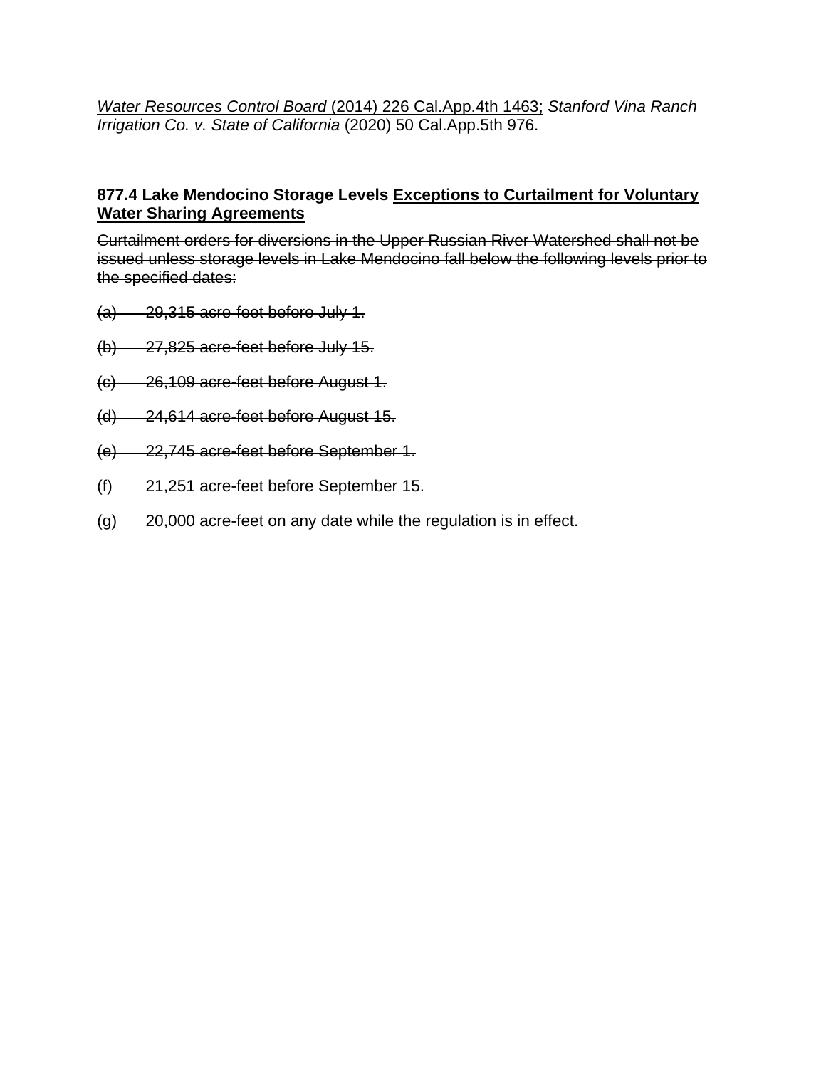*Water Resources Control Board* (2014) 226 Cal.App.4th 1463; *Stanford Vina Ranch Irrigation Co. v. State of California* (2020) 50 Cal.App.5th 976.

**877.4 ~~Lake Mendocino Storage Levels~~ <u>Exceptions to Curtailment for Voluntary Water Sharing Agreements</u>**

~~Curtailment orders for diversions in the Upper Russian River Watershed shall not be issued unless storage levels in Lake Mendocino fall below the following levels prior to the specified dates:~~

~~(a) 29,315 acre-feet before July 1.~~

~~(b) 27,825 acre-feet before July 15.~~

~~(c) 26,109 acre-feet before August 1.~~

~~(d) 24,614 acre-feet before August 15.~~

~~(e) 22,745 acre-feet before September 1.~~

~~(f) 21,251 acre-feet before September 15.~~

~~(g) 20,000 acre-feet on any date while the regulation is in effect.~~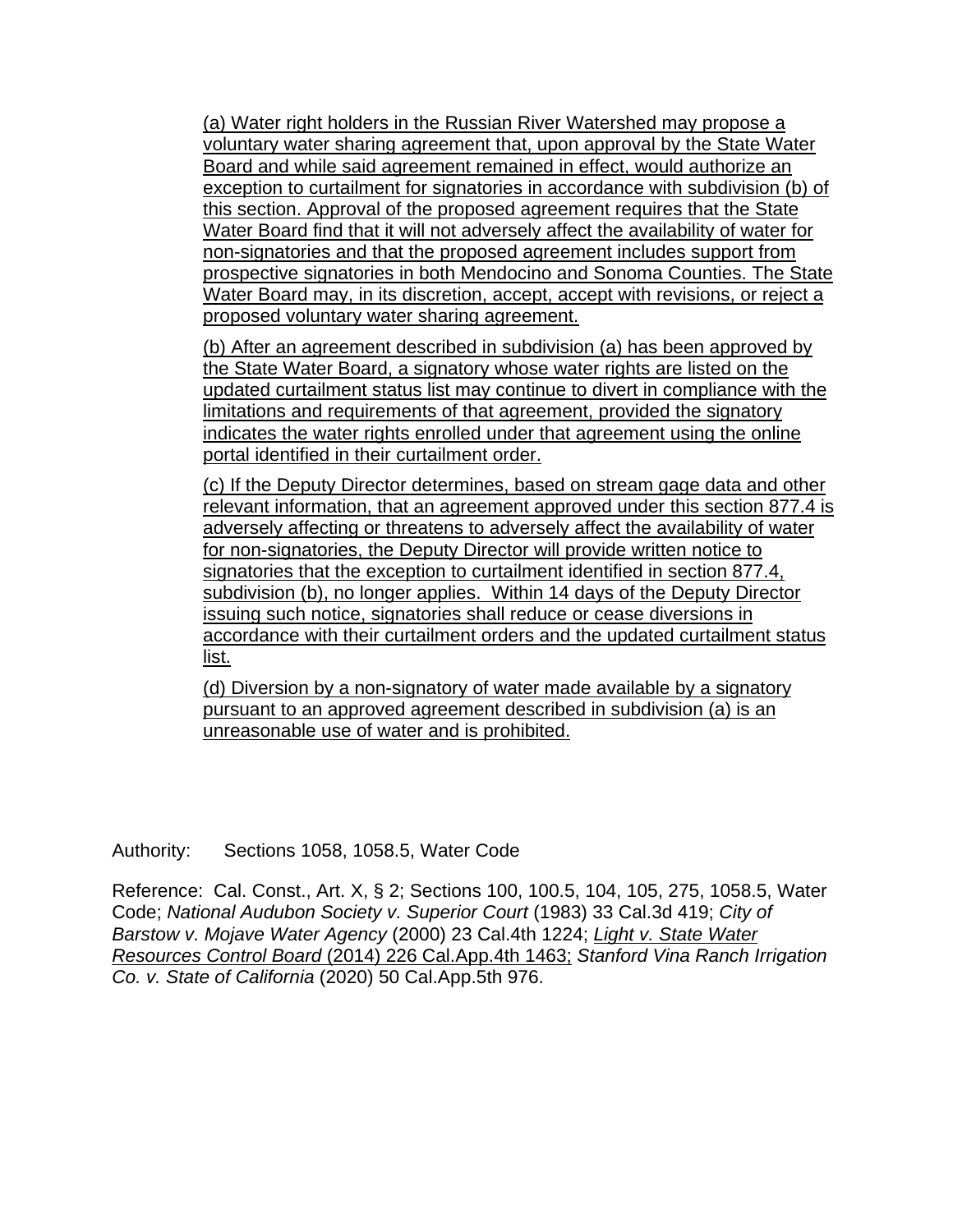(a) Water right holders in the Russian River Watershed may propose a voluntary water sharing agreement that, upon approval by the State Water Board and while said agreement remained in effect, would authorize an exception to curtailment for signatories in accordance with subdivision (b) of this section. Approval of the proposed agreement requires that the State Water Board find that it will not adversely affect the availability of water for non-signatories and that the proposed agreement includes support from prospective signatories in both Mendocino and Sonoma Counties. The State Water Board may, in its discretion, accept, accept with revisions, or reject a proposed voluntary water sharing agreement.

(b) After an agreement described in subdivision (a) has been approved by the State Water Board, a signatory whose water rights are listed on the updated curtailment status list may continue to divert in compliance with the limitations and requirements of that agreement, provided the signatory indicates the water rights enrolled under that agreement using the online portal identified in their curtailment order.

(c) If the Deputy Director determines, based on stream gage data and other relevant information, that an agreement approved under this section 877.4 is adversely affecting or threatens to adversely affect the availability of water for non-signatories, the Deputy Director will provide written notice to signatories that the exception to curtailment identified in section 877.4, subdivision (b), no longer applies. Within 14 days of the Deputy Director issuing such notice, signatories shall reduce or cease diversions in accordance with their curtailment orders and the updated curtailment status list.

(d) Diversion by a non-signatory of water made available by a signatory pursuant to an approved agreement described in subdivision (a) is an unreasonable use of water and is prohibited.

Authority: Sections 1058, 1058.5, Water Code

Reference: Cal. Const., Art. X, § 2; Sections 100, 100.5, 104, 105, 275, 1058.5, Water Code; *National Audubon Society v. Superior Court* (1983) 33 Cal.3d 419; *City of Barstow v. Mojave Water Agency* (2000) 23 Cal.4th 1224; *Light v. State Water Resources Control Board* (2014) 226 Cal.App.4th 1463; *Stanford Vina Ranch Irrigation Co. v. State of California* (2020) 50 Cal.App.5th 976.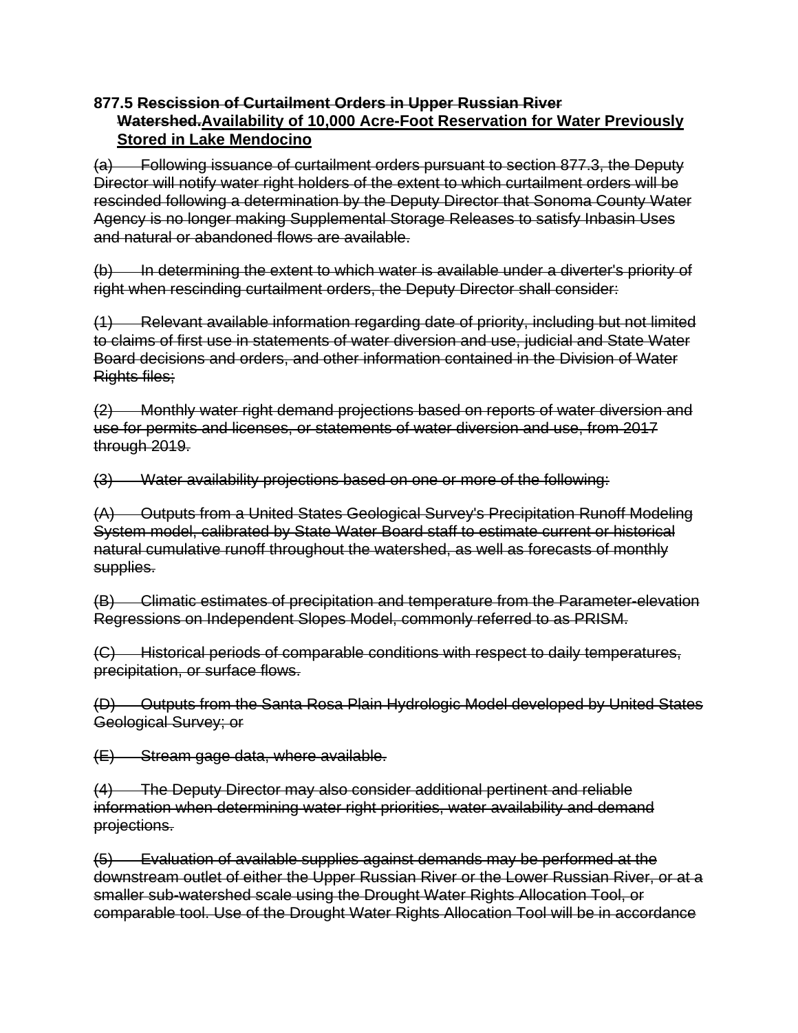**877.5 ~~Rescission of Curtailment Orders in Upper Russian River Watershed.~~<u>Availability of 10,000 Acre-Foot Reservation for Water Previously Stored in Lake Mendocino</u>**

~~(a) Following issuance of curtailment orders pursuant to section 877.3, the Deputy Director will notify water right holders of the extent to which curtailment orders will be rescinded following a determination by the Deputy Director that Sonoma County Water Agency is no longer making Supplemental Storage Releases to satisfy Inbasin Uses and natural or abandoned flows are available.~~

~~(b) In determining the extent to which water is available under a diverter's priority of right when rescinding curtailment orders, the Deputy Director shall consider:~~

~~(1) Relevant available information regarding date of priority, including but not limited to claims of first use in statements of water diversion and use, judicial and State Water Board decisions and orders, and other information contained in the Division of Water Rights files;~~

~~(2) Monthly water right demand projections based on reports of water diversion and use for permits and licenses, or statements of water diversion and use, from 2017 through 2019.~~

~~(3) Water availability projections based on one or more of the following:~~

~~(A) Outputs from a United States Geological Survey's Precipitation Runoff Modeling System model, calibrated by State Water Board staff to estimate current or historical natural cumulative runoff throughout the watershed, as well as forecasts of monthly supplies.~~

~~(B) Climatic estimates of precipitation and temperature from the Parameter-elevation Regressions on Independent Slopes Model, commonly referred to as PRISM.~~

~~(C) Historical periods of comparable conditions with respect to daily temperatures, precipitation, or surface flows.~~

~~(D) Outputs from the Santa Rosa Plain Hydrologic Model developed by United States Geological Survey; or~~

~~(E) Stream gage data, where available.~~

~~(4) The Deputy Director may also consider additional pertinent and reliable information when determining water right priorities, water availability and demand projections.~~

~~(5) Evaluation of available supplies against demands may be performed at the downstream outlet of either the Upper Russian River or the Lower Russian River, or at a smaller sub-watershed scale using the Drought Water Rights Allocation Tool, or comparable tool. Use of the Drought Water Rights Allocation Tool will be in accordance~~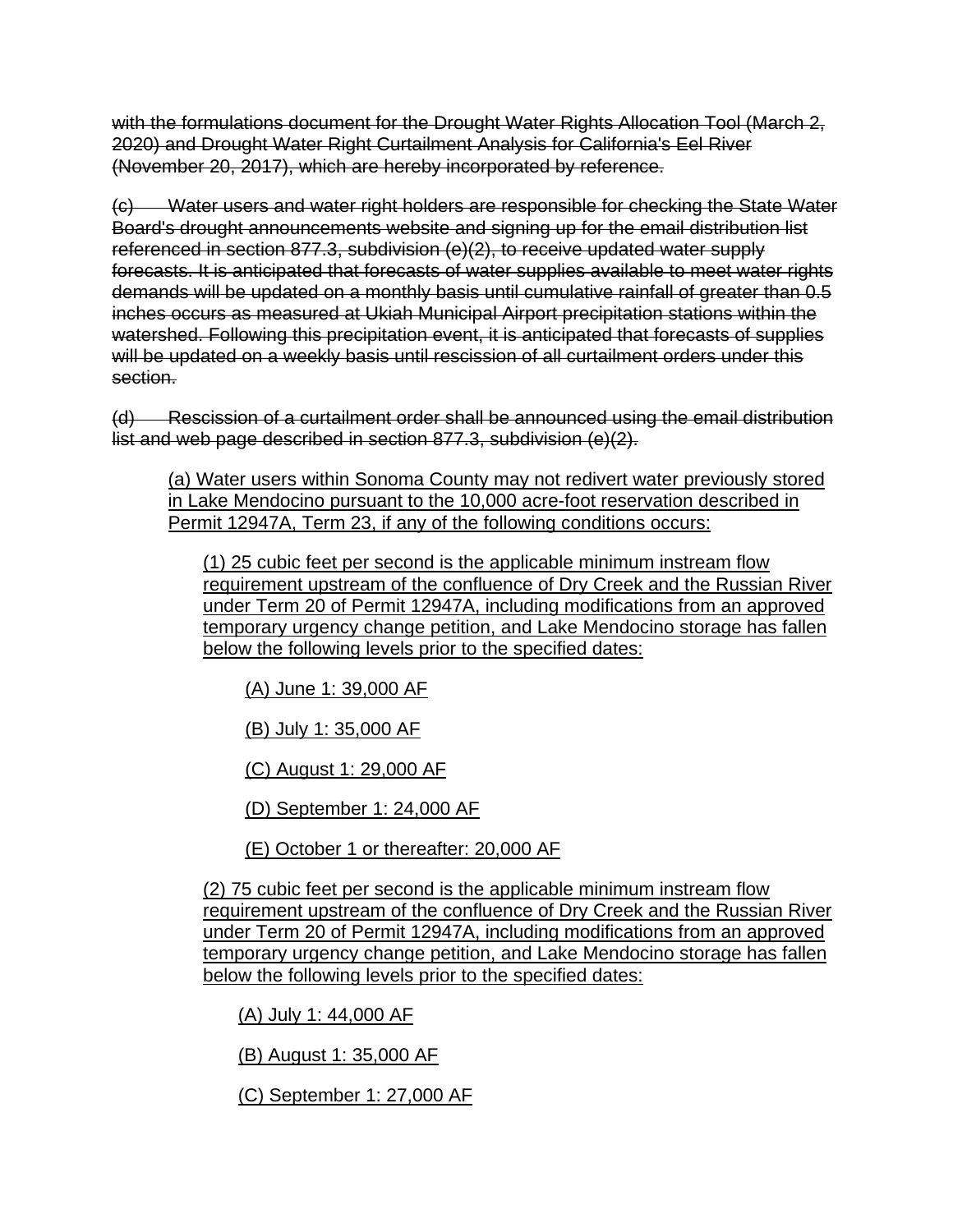~~with the formulations document for the Drought Water Rights Allocation Tool (March 2, 2020) and Drought Water Right Curtailment Analysis for California's Eel River (November 20, 2017), which are hereby incorporated by reference.~~

~~(c) Water users and water right holders are responsible for checking the State Water Board's drought announcements website and signing up for the email distribution list referenced in section 877.3, subdivision (e)(2), to receive updated water supply forecasts. It is anticipated that forecasts of water supplies available to meet water rights demands will be updated on a monthly basis until cumulative rainfall of greater than 0.5 inches occurs as measured at Ukiah Municipal Airport precipitation stations within the watershed. Following this precipitation event, it is anticipated that forecasts of supplies will be updated on a weekly basis until rescission of all curtailment orders under this section.~~

~~(d) Rescission of a curtailment order shall be announced using the email distribution list and web page described in section 877.3, subdivision (e)(2).~~

<u>(a) Water users within Sonoma County may not redivert water previously stored in Lake Mendocino pursuant to the 10,000 acre-foot reservation described in Permit 12947A, Term 23, if any of the following conditions occurs:</u>

<u>(1) 25 cubic feet per second is the applicable minimum instream flow requirement upstream of the confluence of Dry Creek and the Russian River under Term 20 of Permit 12947A, including modifications from an approved temporary urgency change petition, and Lake Mendocino storage has fallen below the following levels prior to the specified dates:</u>

<u>(A) June 1: 39,000 AF</u>

<u>(B) July 1: 35,000 AF</u>

<u>(C) August 1: 29,000 AF</u>

<u>(D) September 1: 24,000 AF</u>

<u>(E) October 1 or thereafter: 20,000 AF</u>

<u>(2) 75 cubic feet per second is the applicable minimum instream flow requirement upstream of the confluence of Dry Creek and the Russian River under Term 20 of Permit 12947A, including modifications from an approved temporary urgency change petition, and Lake Mendocino storage has fallen below the following levels prior to the specified dates:</u>

<u>(A) July 1: 44,000 AF</u>

<u>(B) August 1: 35,000 AF</u>

<u>(C) September 1: 27,000 AF</u>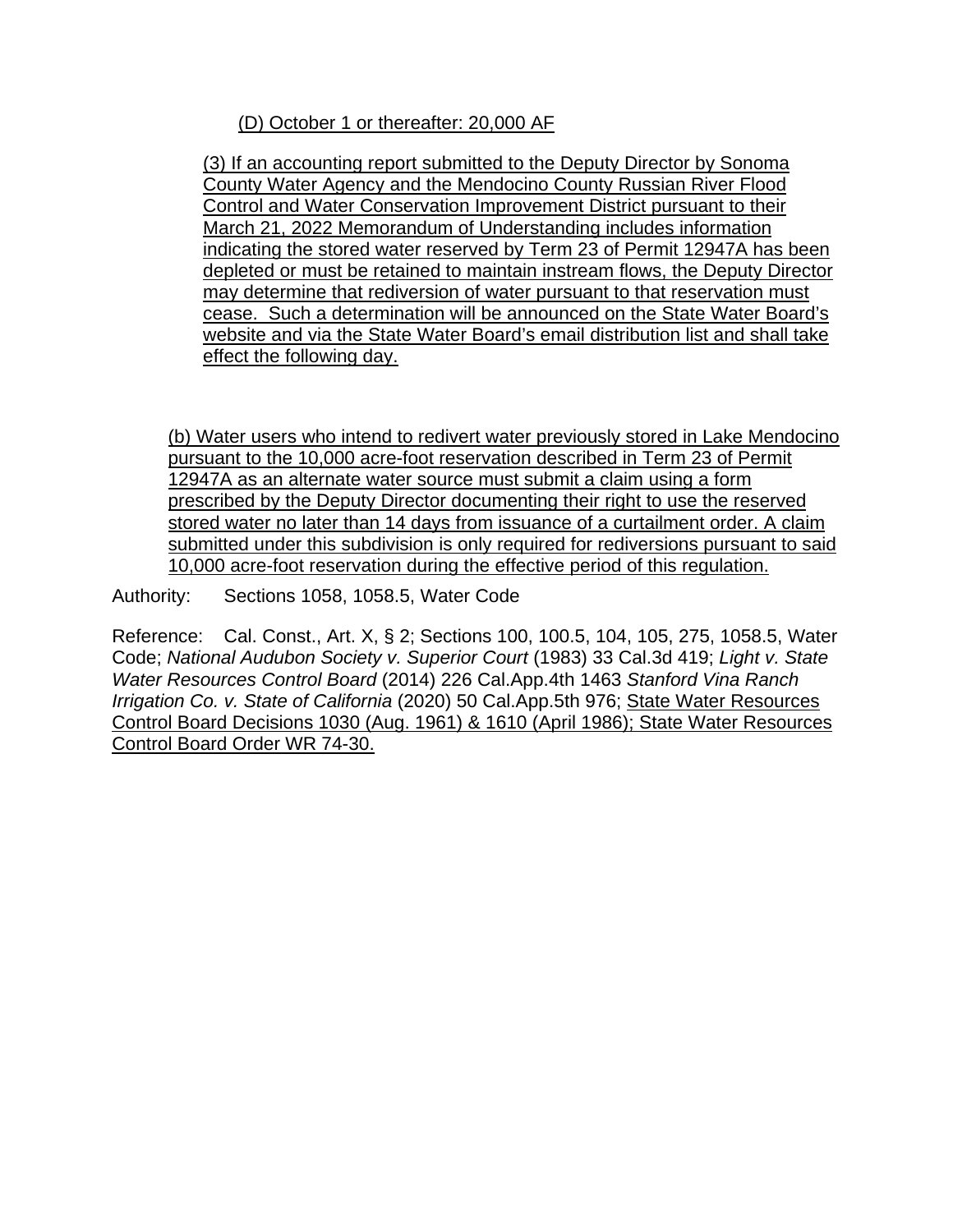(D) October 1 or thereafter: 20,000 AF

(3) If an accounting report submitted to the Deputy Director by Sonoma County Water Agency and the Mendocino County Russian River Flood Control and Water Conservation Improvement District pursuant to their March 21, 2022 Memorandum of Understanding includes information indicating the stored water reserved by Term 23 of Permit 12947A has been depleted or must be retained to maintain instream flows, the Deputy Director may determine that rediversion of water pursuant to that reservation must cease. Such a determination will be announced on the State Water Board's website and via the State Water Board's email distribution list and shall take effect the following day.

(b) Water users who intend to redivert water previously stored in Lake Mendocino pursuant to the 10,000 acre-foot reservation described in Term 23 of Permit 12947A as an alternate water source must submit a claim using a form prescribed by the Deputy Director documenting their right to use the reserved stored water no later than 14 days from issuance of a curtailment order. A claim submitted under this subdivision is only required for rediversions pursuant to said 10,000 acre-foot reservation during the effective period of this regulation.

Authority: Sections 1058, 1058.5, Water Code

Reference: Cal. Const., Art. X, § 2; Sections 100, 100.5, 104, 105, 275, 1058.5, Water Code; *National Audubon Society v. Superior Court* (1983) 33 Cal.3d 419; *Light v. State Water Resources Control Board* (2014) 226 Cal.App.4th 1463 *Stanford Vina Ranch Irrigation Co. v. State of California* (2020) 50 Cal.App.5th 976; State Water Resources Control Board Decisions 1030 (Aug. 1961) & 1610 (April 1986); State Water Resources Control Board Order WR 74-30.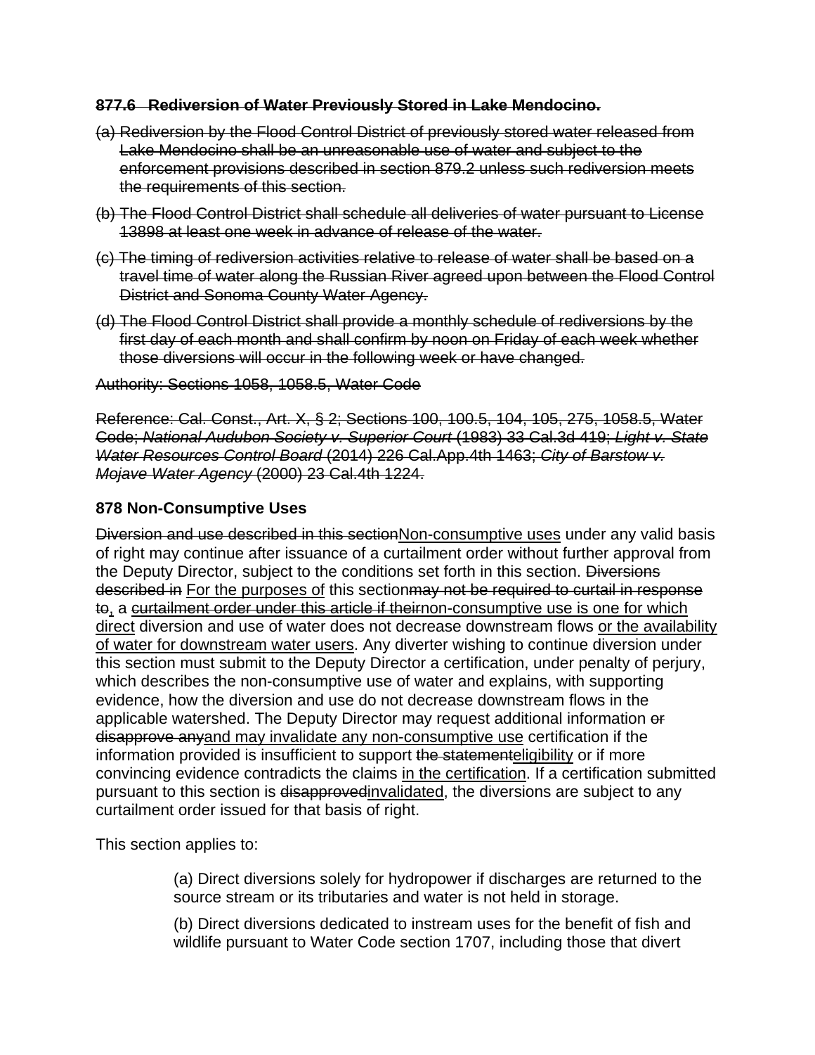~~**877.6 Rediversion of Water Previously Stored in Lake Mendocino.**~~

~~(a) Rediversion by the Flood Control District of previously stored water released from Lake Mendocino shall be an unreasonable use of water and subject to the enforcement provisions described in section 879.2 unless such rediversion meets the requirements of this section.~~

~~(b) The Flood Control District shall schedule all deliveries of water pursuant to License 13898 at least one week in advance of release of the water.~~

~~(c) The timing of rediversion activities relative to release of water shall be based on a travel time of water along the Russian River agreed upon between the Flood Control District and Sonoma County Water Agency.~~

~~(d) The Flood Control District shall provide a monthly schedule of rediversions by the first day of each month and shall confirm by noon on Friday of each week whether those diversions will occur in the following week or have changed.~~

~~Authority: Sections 1058, 1058.5, Water Code~~

~~Reference: Cal. Const., Art. X, § 2; Sections 100, 100.5, 104, 105, 275, 1058.5, Water Code; *National Audubon Society v. Superior Court* (1983) 33 Cal.3d 419; *Light v. State Water Resources Control Board* (2014) 226 Cal.App.4th 1463; *City of Barstow v. Mojave Water Agency* (2000) 23 Cal.4th 1224.~~

**878 Non-Consumptive Uses**

~~Diversion and use described in this section~~<u>Non-consumptive uses</u> under any valid basis of right may continue after issuance of a curtailment order without further approval from the Deputy Director, subject to the conditions set forth in this section. ~~Diversions described in~~ <u>For the purposes of</u> this section~~may not be required to curtail in response to~~<u>,</u> a ~~curtailment order under this article if their~~<u>non-consumptive use is one for which direct</u> diversion and use of water does not decrease downstream flows <u>or the availability of water for downstream water users</u>. Any diverter wishing to continue diversion under this section must submit to the Deputy Director a certification, under penalty of perjury, which describes the non-consumptive use of water and explains, with supporting evidence, how the diversion and use do not decrease downstream flows in the applicable watershed. The Deputy Director may request additional information ~~or disapprove any~~<u>and may invalidate any non-consumptive use</u> certification if the information provided is insufficient to support ~~the statement~~<u>eligibility</u> or if more convincing evidence contradicts the claims <u>in the certification</u>. If a certification submitted pursuant to this section is ~~disapproved~~<u>invalidated</u>, the diversions are subject to any curtailment order issued for that basis of right.

This section applies to:

(a) Direct diversions solely for hydropower if discharges are returned to the source stream or its tributaries and water is not held in storage.

(b) Direct diversions dedicated to instream uses for the benefit of fish and wildlife pursuant to Water Code section 1707, including those that divert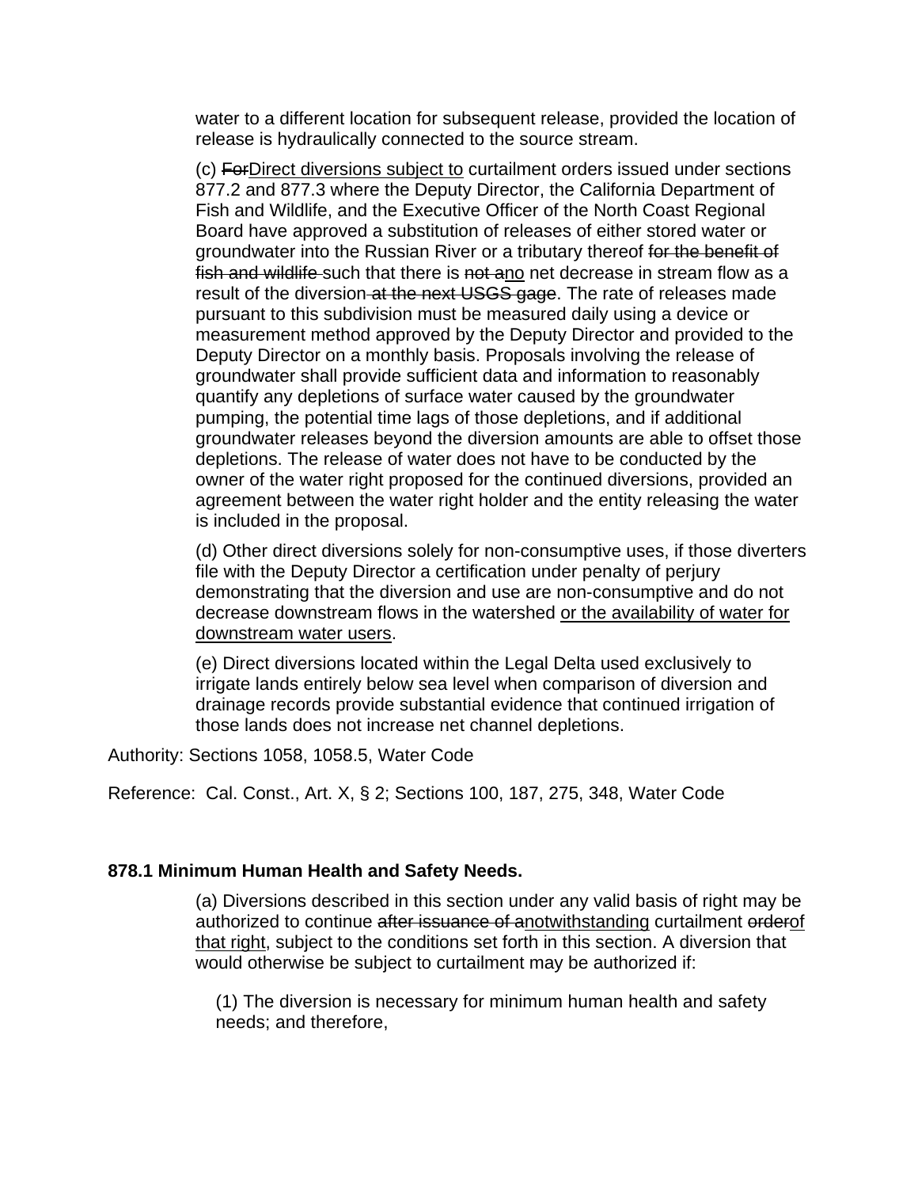water to a different location for subsequent release, provided the location of release is hydraulically connected to the source stream.

(c) ~~For~~<u>Direct diversions subject to</u> curtailment orders issued under sections 877.2 and 877.3 where the Deputy Director, the California Department of Fish and Wildlife, and the Executive Officer of the North Coast Regional Board have approved a substitution of releases of either stored water or groundwater into the Russian River or a tributary thereof ~~for the benefit of fish and wildlife~~ such that there is ~~not a~~<u>no</u> net decrease in stream flow as a result of the diversion~~ at the next USGS gage~~. The rate of releases made pursuant to this subdivision must be measured daily using a device or measurement method approved by the Deputy Director and provided to the Deputy Director on a monthly basis. Proposals involving the release of groundwater shall provide sufficient data and information to reasonably quantify any depletions of surface water caused by the groundwater pumping, the potential time lags of those depletions, and if additional groundwater releases beyond the diversion amounts are able to offset those depletions. The release of water does not have to be conducted by the owner of the water right proposed for the continued diversions, provided an agreement between the water right holder and the entity releasing the water is included in the proposal.

(d) Other direct diversions solely for non-consumptive uses, if those diverters file with the Deputy Director a certification under penalty of perjury demonstrating that the diversion and use are non-consumptive and do not decrease downstream flows in the watershed <u>or the availability of water for downstream water users</u>.

(e) Direct diversions located within the Legal Delta used exclusively to irrigate lands entirely below sea level when comparison of diversion and drainage records provide substantial evidence that continued irrigation of those lands does not increase net channel depletions.

Authority: Sections 1058, 1058.5, Water Code

Reference: Cal. Const., Art. X, § 2; Sections 100, 187, 275, 348, Water Code

**878.1 Minimum Human Health and Safety Needs.**

(a) Diversions described in this section under any valid basis of right may be authorized to continue ~~after issuance of a~~<u>notwithstanding</u> curtailment ~~order~~<u>of that right</u>, subject to the conditions set forth in this section. A diversion that would otherwise be subject to curtailment may be authorized if:

(1) The diversion is necessary for minimum human health and safety needs; and therefore,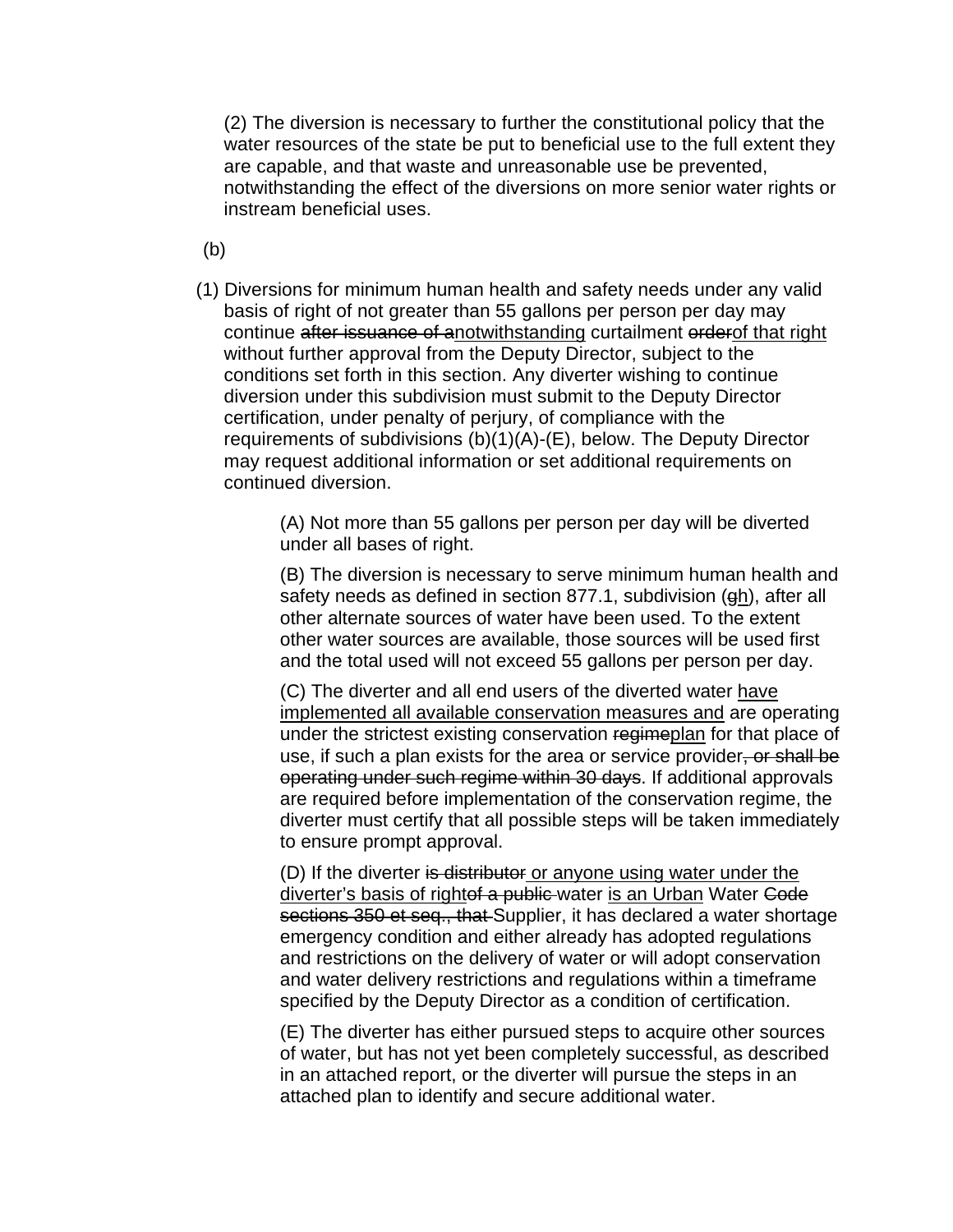(2) The diversion is necessary to further the constitutional policy that the water resources of the state be put to beneficial use to the full extent they are capable, and that waste and unreasonable use be prevented, notwithstanding the effect of the diversions on more senior water rights or instream beneficial uses.

(b)

(1) Diversions for minimum human health and safety needs under any valid basis of right of not greater than 55 gallons per person per day may continue ~~after issuance of a~~<u>notwithstanding</u> curtailment ~~order~~<u>of that right</u> without further approval from the Deputy Director, subject to the conditions set forth in this section. Any diverter wishing to continue diversion under this subdivision must submit to the Deputy Director certification, under penalty of perjury, of compliance with the requirements of subdivisions (b)(1)(A)-(E), below. The Deputy Director may request additional information or set additional requirements on continued diversion.

(A) Not more than 55 gallons per person per day will be diverted under all bases of right.

(B) The diversion is necessary to serve minimum human health and safety needs as defined in section 877.1, subdivision (~~g~~<u>h</u>), after all other alternate sources of water have been used. To the extent other water sources are available, those sources will be used first and the total used will not exceed 55 gallons per person per day.

(C) The diverter and all end users of the diverted water <u>have implemented all available conservation measures and</u> are operating under the strictest existing conservation ~~regime~~<u>plan</u> for that place of use, if such a plan exists for the area or service provider~~, or shall be operating under such regime within 30 days~~. If additional approvals are required before implementation of the conservation regime, the diverter must certify that all possible steps will be taken immediately to ensure prompt approval.

(D) If the diverter ~~is distributor~~<u> or anyone using water under the diverter's basis of right</u>~~of a public~~ water <u>is an Urban</u> Water ~~Code sections 350 et seq., that~~ Supplier, it has declared a water shortage emergency condition and either already has adopted regulations and restrictions on the delivery of water or will adopt conservation and water delivery restrictions and regulations within a timeframe specified by the Deputy Director as a condition of certification.

(E) The diverter has either pursued steps to acquire other sources of water, but has not yet been completely successful, as described in an attached report, or the diverter will pursue the steps in an attached plan to identify and secure additional water.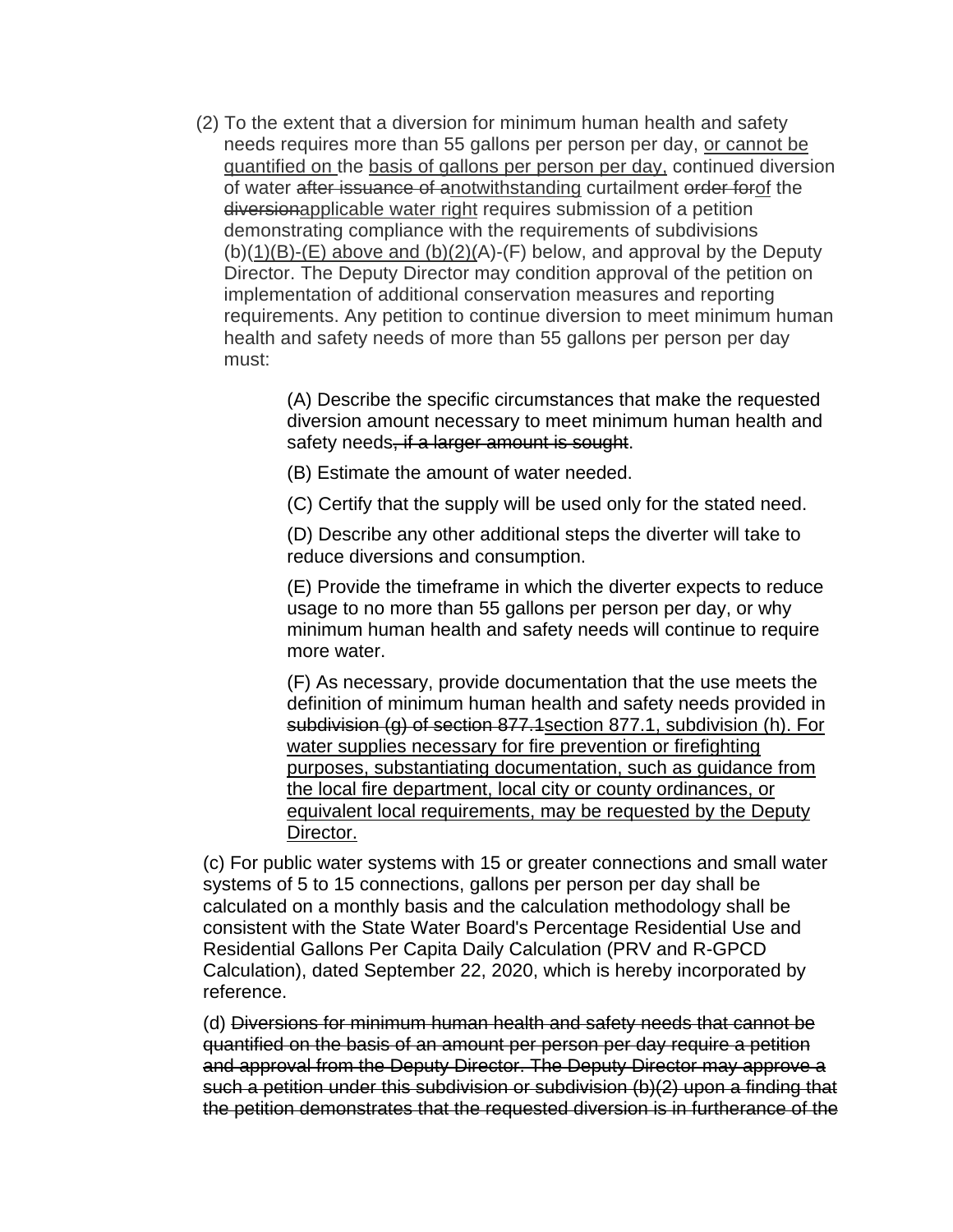(2) To the extent that a diversion for minimum human health and safety needs requires more than 55 gallons per person per day, <u>or cannot be quantified on</u> the <u>basis of gallons per person per day,</u> continued diversion of water ~~after issuance of a~~<u>notwithstanding</u> curtailment ~~order for~~<u>of</u> the ~~diversion~~<u>applicable water right</u> requires submission of a petition demonstrating compliance with the requirements of subdivisions (b)(<u>1)(B)-(E) above and (b)(2)(</u>A)-(F) below, and approval by the Deputy Director. The Deputy Director may condition approval of the petition on implementation of additional conservation measures and reporting requirements. Any petition to continue diversion to meet minimum human health and safety needs of more than 55 gallons per person per day must:

(A) Describe the specific circumstances that make the requested diversion amount necessary to meet minimum human health and safety needs~~, if a larger amount is sought~~.

(B) Estimate the amount of water needed.

(C) Certify that the supply will be used only for the stated need.

(D) Describe any other additional steps the diverter will take to reduce diversions and consumption.

(E) Provide the timeframe in which the diverter expects to reduce usage to no more than 55 gallons per person per day, or why minimum human health and safety needs will continue to require more water.

(F) As necessary, provide documentation that the use meets the definition of minimum human health and safety needs provided in ~~subdivision (g) of section 877.1~~<u>section 877.1, subdivision (h). For water supplies necessary for fire prevention or firefighting purposes, substantiating documentation, such as guidance from the local fire department, local city or county ordinances, or equivalent local requirements, may be requested by the Deputy Director.</u>

(c) For public water systems with 15 or greater connections and small water systems of 5 to 15 connections, gallons per person per day shall be calculated on a monthly basis and the calculation methodology shall be consistent with the State Water Board's Percentage Residential Use and Residential Gallons Per Capita Daily Calculation (PRV and R-GPCD Calculation), dated September 22, 2020, which is hereby incorporated by reference.

(d) ~~Diversions for minimum human health and safety needs that cannot be quantified on the basis of an amount per person per day require a petition and approval from the Deputy Director. The Deputy Director may approve a such a petition under this subdivision or subdivision (b)(2) upon a finding that the petition demonstrates that the requested diversion is in furtherance of the~~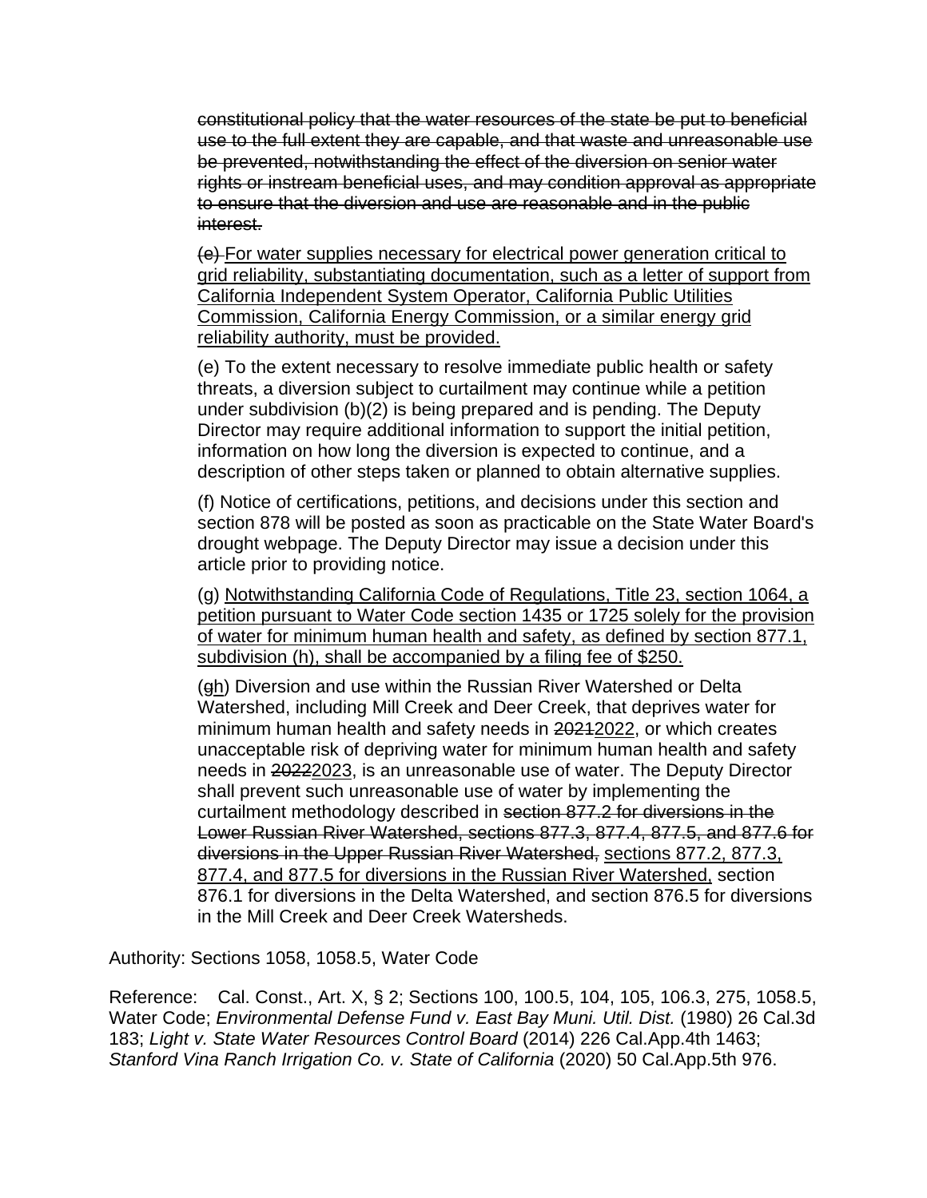~~constitutional policy that the water resources of the state be put to beneficial use to the full extent they are capable, and that waste and unreasonable use be prevented, notwithstanding the effect of the diversion on senior water rights or instream beneficial uses, and may condition approval as appropriate to ensure that the diversion and use are reasonable and in the public interest.~~

~~(e)~~ <u>For water supplies necessary for electrical power generation critical to grid reliability, substantiating documentation, such as a letter of support from California Independent System Operator, California Public Utilities Commission, California Energy Commission, or a similar energy grid reliability authority, must be provided.</u>

(e) To the extent necessary to resolve immediate public health or safety threats, a diversion subject to curtailment may continue while a petition under subdivision (b)(2) is being prepared and is pending. The Deputy Director may require additional information to support the initial petition, information on how long the diversion is expected to continue, and a description of other steps taken or planned to obtain alternative supplies.

(f) Notice of certifications, petitions, and decisions under this section and section 878 will be posted as soon as practicable on the State Water Board's drought webpage. The Deputy Director may issue a decision under this article prior to providing notice.

(g) <u>Notwithstanding California Code of Regulations, Title 23, section 1064, a petition pursuant to Water Code section 1435 or 1725 solely for the provision of water for minimum human health and safety, as defined by section 877.1, subdivision (h), shall be accompanied by a filing fee of $250.</u>

(~~g~~<u>h</u>) Diversion and use within the Russian River Watershed or Delta Watershed, including Mill Creek and Deer Creek, that deprives water for minimum human health and safety needs in ~~2021~~<u>2022</u>, or which creates unacceptable risk of depriving water for minimum human health and safety needs in ~~2022~~<u>2023</u>, is an unreasonable use of water. The Deputy Director shall prevent such unreasonable use of water by implementing the curtailment methodology described in ~~section 877.2 for diversions in the Lower Russian River Watershed, sections 877.3, 877.4, 877.5, and 877.6 for diversions in the Upper Russian River Watershed,~~ <u>sections 877.2, 877.3, 877.4, and 877.5 for diversions in the Russian River Watershed,</u> section 876.1 for diversions in the Delta Watershed, and section 876.5 for diversions in the Mill Creek and Deer Creek Watersheds.

Authority: Sections 1058, 1058.5, Water Code

Reference: Cal. Const., Art. X, § 2; Sections 100, 100.5, 104, 105, 106.3, 275, 1058.5, Water Code; *Environmental Defense Fund v. East Bay Muni. Util. Dist.* (1980) 26 Cal.3d 183; *Light v. State Water Resources Control Board* (2014) 226 Cal.App.4th 1463; *Stanford Vina Ranch Irrigation Co. v. State of California* (2020) 50 Cal.App.5th 976.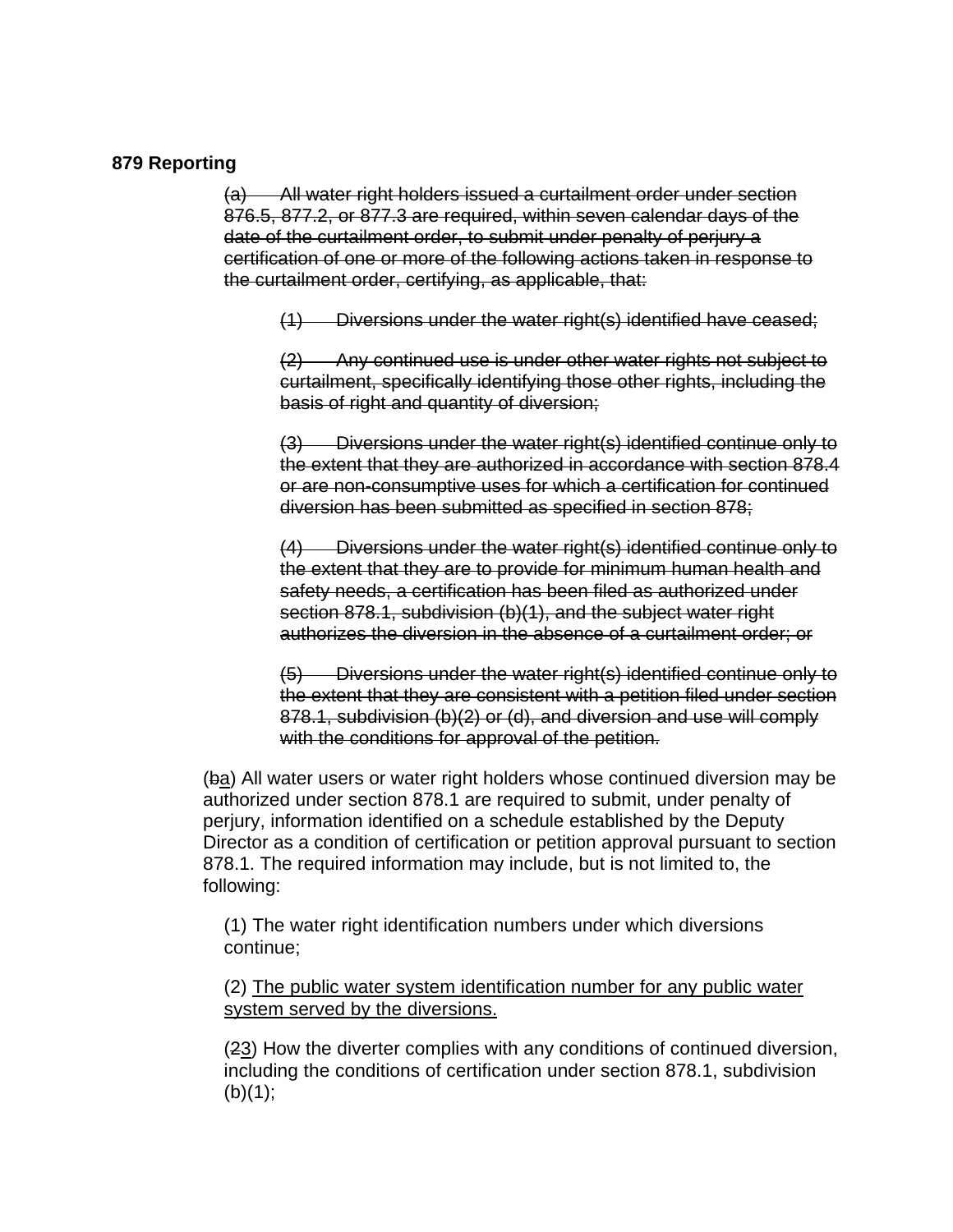**879 Reporting**

~~(a) All water right holders issued a curtailment order under section 876.5, 877.2, or 877.3 are required, within seven calendar days of the date of the curtailment order, to submit under penalty of perjury a certification of one or more of the following actions taken in response to the curtailment order, certifying, as applicable, that:~~

~~(1) Diversions under the water right(s) identified have ceased;~~

~~(2) Any continued use is under other water rights not subject to curtailment, specifically identifying those other rights, including the basis of right and quantity of diversion;~~

~~(3) Diversions under the water right(s) identified continue only to the extent that they are authorized in accordance with section 878.4 or are non-consumptive uses for which a certification for continued diversion has been submitted as specified in section 878;~~

~~(4) Diversions under the water right(s) identified continue only to the extent that they are to provide for minimum human health and safety needs, a certification has been filed as authorized under section 878.1, subdivision (b)(1), and the subject water right authorizes the diversion in the absence of a curtailment order; or~~

~~(5) Diversions under the water right(s) identified continue only to the extent that they are consistent with a petition filed under section 878.1, subdivision (b)(2) or (d), and diversion and use will comply with the conditions for approval of the petition.~~

(~~b~~<u>a</u>) All water users or water right holders whose continued diversion may be authorized under section 878.1 are required to submit, under penalty of perjury, information identified on a schedule established by the Deputy Director as a condition of certification or petition approval pursuant to section 878.1. The required information may include, but is not limited to, the following:

(1) The water right identification numbers under which diversions continue;

(2) <u>The public water system identification number for any public water system served by the diversions.</u>

(~~2~~<u>3</u>) How the diverter complies with any conditions of continued diversion, including the conditions of certification under section 878.1, subdivision (b)(1);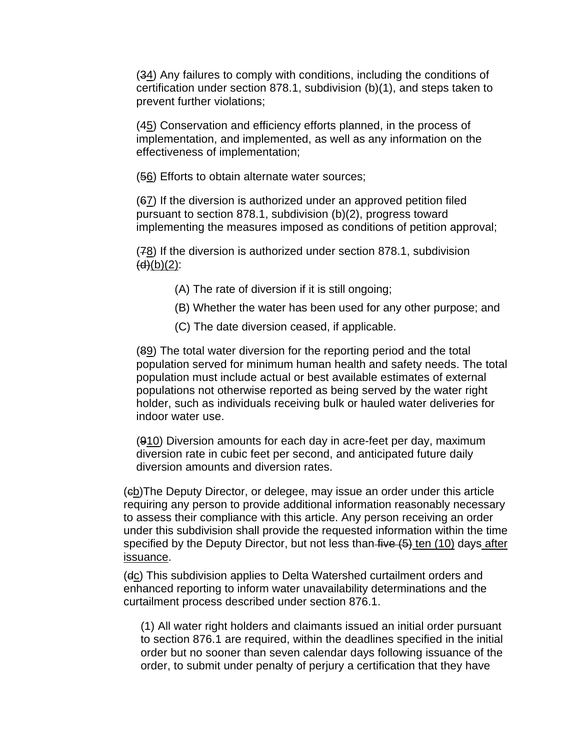(~~3~~<u>4</u>) Any failures to comply with conditions, including the conditions of certification under section 878.1, subdivision (b)(1), and steps taken to prevent further violations;

(~~4~~<u>5</u>) Conservation and efficiency efforts planned, in the process of implementation, and implemented, as well as any information on the effectiveness of implementation;

(~~5~~<u>6</u>) Efforts to obtain alternate water sources;

(~~6~~<u>7</u>) If the diversion is authorized under an approved petition filed pursuant to section 878.1, subdivision (b)(2), progress toward implementing the measures imposed as conditions of petition approval;

(~~7~~<u>8</u>) If the diversion is authorized under section 878.1, subdivision ~~(d)~~<u>(b)(2)</u>:

> (A) The rate of diversion if it is still ongoing;
>
> (B) Whether the water has been used for any other purpose; and
>
> (C) The date diversion ceased, if applicable.

(~~8~~<u>9</u>) The total water diversion for the reporting period and the total population served for minimum human health and safety needs. The total population must include actual or best available estimates of external populations not otherwise reported as being served by the water right holder, such as individuals receiving bulk or hauled water deliveries for indoor water use.

(~~9~~<u>10</u>) Diversion amounts for each day in acre-feet per day, maximum diversion rate in cubic feet per second, and anticipated future daily diversion amounts and diversion rates.

(~~c~~<u>b</u>)The Deputy Director, or delegee, may issue an order under this article requiring any person to provide additional information reasonably necessary to assess their compliance with this article. Any person receiving an order under this subdivision shall provide the requested information within the time specified by the Deputy Director, but not less than ~~five (5)~~ <u>ten (10)</u> days <u>after issuance</u>.

(~~d~~<u>c</u>) This subdivision applies to Delta Watershed curtailment orders and enhanced reporting to inform water unavailability determinations and the curtailment process described under section 876.1.

(1) All water right holders and claimants issued an initial order pursuant to section 876.1 are required, within the deadlines specified in the initial order but no sooner than seven calendar days following issuance of the order, to submit under penalty of perjury a certification that they have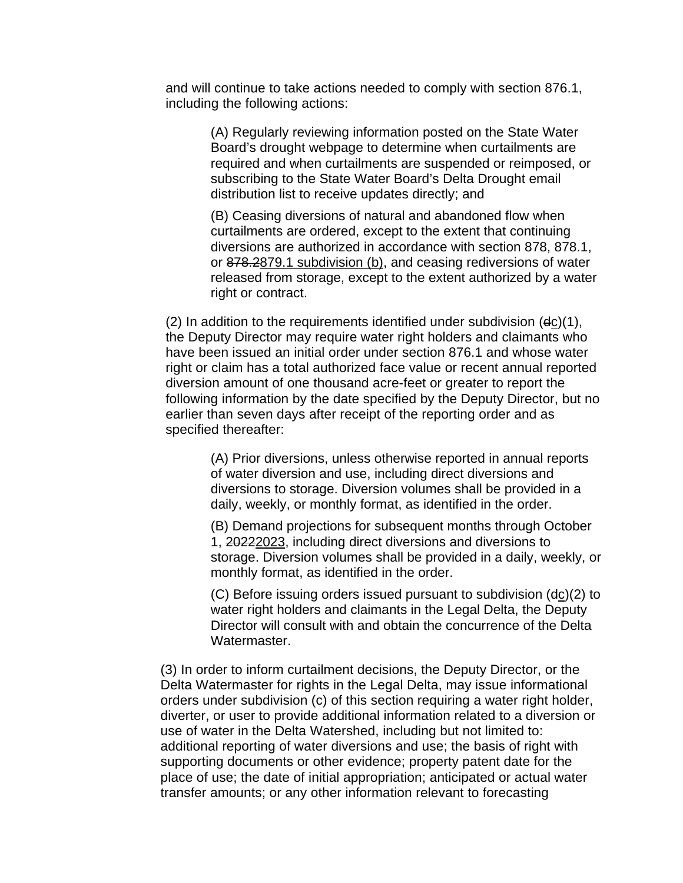and will continue to take actions needed to comply with section 876.1, including the following actions:

(A) Regularly reviewing information posted on the State Water Board's drought webpage to determine when curtailments are required and when curtailments are suspended or reimposed, or subscribing to the State Water Board's Delta Drought email distribution list to receive updates directly; and

(B) Ceasing diversions of natural and abandoned flow when curtailments are ordered, except to the extent that continuing diversions are authorized in accordance with section 878, 878.1, or ~~878.2~~<u>879.1 subdivision (b)</u>, and ceasing rediversions of water released from storage, except to the extent authorized by a water right or contract.

(2) In addition to the requirements identified under subdivision (~~d~~<u>c</u>)(1), the Deputy Director may require water right holders and claimants who have been issued an initial order under section 876.1 and whose water right or claim has a total authorized face value or recent annual reported diversion amount of one thousand acre-feet or greater to report the following information by the date specified by the Deputy Director, but no earlier than seven days after receipt of the reporting order and as specified thereafter:

(A) Prior diversions, unless otherwise reported in annual reports of water diversion and use, including direct diversions and diversions to storage. Diversion volumes shall be provided in a daily, weekly, or monthly format, as identified in the order.

(B) Demand projections for subsequent months through October 1, ~~2022~~<u>2023</u>, including direct diversions and diversions to storage. Diversion volumes shall be provided in a daily, weekly, or monthly format, as identified in the order.

(C) Before issuing orders issued pursuant to subdivision (~~d~~<u>c</u>)(2) to water right holders and claimants in the Legal Delta, the Deputy Director will consult with and obtain the concurrence of the Delta Watermaster.

(3) In order to inform curtailment decisions, the Deputy Director, or the Delta Watermaster for rights in the Legal Delta, may issue informational orders under subdivision (c) of this section requiring a water right holder, diverter, or user to provide additional information related to a diversion or use of water in the Delta Watershed, including but not limited to: additional reporting of water diversions and use; the basis of right with supporting documents or other evidence; property patent date for the place of use; the date of initial appropriation; anticipated or actual water transfer amounts; or any other information relevant to forecasting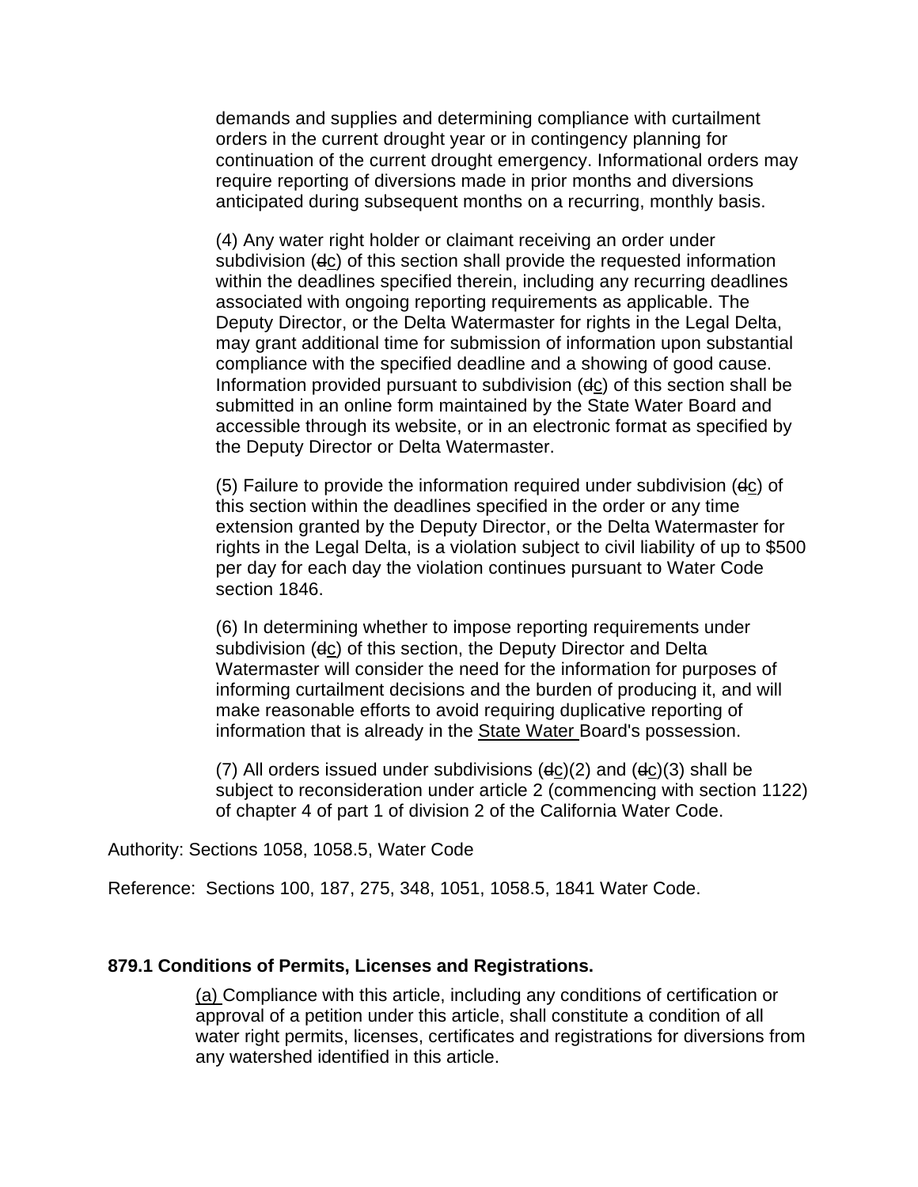demands and supplies and determining compliance with curtailment orders in the current drought year or in contingency planning for continuation of the current drought emergency. Informational orders may require reporting of diversions made in prior months and diversions anticipated during subsequent months on a recurring, monthly basis.

(4) Any water right holder or claimant receiving an order under subdivision (~~d~~c) of this section shall provide the requested information within the deadlines specified therein, including any recurring deadlines associated with ongoing reporting requirements as applicable. The Deputy Director, or the Delta Watermaster for rights in the Legal Delta, may grant additional time for submission of information upon substantial compliance with the specified deadline and a showing of good cause. Information provided pursuant to subdivision (~~d~~c) of this section shall be submitted in an online form maintained by the State Water Board and accessible through its website, or in an electronic format as specified by the Deputy Director or Delta Watermaster.

(5) Failure to provide the information required under subdivision (~~d~~c) of this section within the deadlines specified in the order or any time extension granted by the Deputy Director, or the Delta Watermaster for rights in the Legal Delta, is a violation subject to civil liability of up to $500 per day for each day the violation continues pursuant to Water Code section 1846.

(6) In determining whether to impose reporting requirements under subdivision (~~d~~c) of this section, the Deputy Director and Delta Watermaster will consider the need for the information for purposes of informing curtailment decisions and the burden of producing it, and will make reasonable efforts to avoid requiring duplicative reporting of information that is already in the State Water Board's possession.

(7) All orders issued under subdivisions (~~d~~c)(2) and (~~d~~c)(3) shall be subject to reconsideration under article 2 (commencing with section 1122) of chapter 4 of part 1 of division 2 of the California Water Code.

Authority: Sections 1058, 1058.5, Water Code

Reference: Sections 100, 187, 275, 348, 1051, 1058.5, 1841 Water Code.

**879.1 Conditions of Permits, Licenses and Registrations.**

(a) Compliance with this article, including any conditions of certification or approval of a petition under this article, shall constitute a condition of all water right permits, licenses, certificates and registrations for diversions from any watershed identified in this article.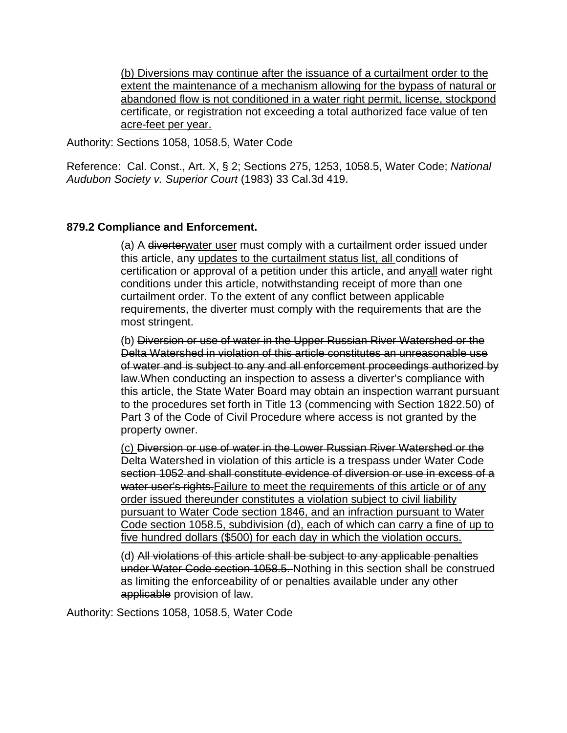<u>(b) Diversions may continue after the issuance of a curtailment order to the extent the maintenance of a mechanism allowing for the bypass of natural or abandoned flow is not conditioned in a water right permit, license, stockpond certificate, or registration not exceeding a total authorized face value of ten acre-feet per year.</u>

Authority: Sections 1058, 1058.5, Water Code

Reference: Cal. Const., Art. X, § 2; Sections 275, 1253, 1058.5, Water Code; *National Audubon Society v. Superior Court* (1983) 33 Cal.3d 419.

**879.2 Compliance and Enforcement.**

(a) A ~~diverter~~<u>water user</u> must comply with a curtailment order issued under this article, any <u>updates to the curtailment status list, all</u> conditions of certification or approval of a petition under this article, and ~~any~~<u>all</u> water right condition<u>s</u> under this article, notwithstanding receipt of more than one curtailment order. To the extent of any conflict between applicable requirements, the diverter must comply with the requirements that are the most stringent.

(b) ~~Diversion or use of water in the Upper Russian River Watershed or the Delta Watershed in violation of this article constitutes an unreasonable use of water and is subject to any and all enforcement proceedings authorized by law.~~When conducting an inspection to assess a diverter's compliance with this article, the State Water Board may obtain an inspection warrant pursuant to the procedures set forth in Title 13 (commencing with Section 1822.50) of Part 3 of the Code of Civil Procedure where access is not granted by the property owner.

<u>(c)</u> ~~Diversion or use of water in the Lower Russian River Watershed or the Delta Watershed in violation of this article is a trespass under Water Code section 1052 and shall constitute evidence of diversion or use in excess of a water user's rights.~~<u>Failure to meet the requirements of this article or of any order issued thereunder constitutes a violation subject to civil liability pursuant to Water Code section 1846, and an infraction pursuant to Water Code section 1058.5, subdivision (d), each of which can carry a fine of up to five hundred dollars ($500) for each day in which the violation occurs.</u>

(d) ~~All violations of this article shall be subject to any applicable penalties under Water Code section 1058.5.~~ Nothing in this section shall be construed as limiting the enforceability of or penalties available under any other ~~applicable~~ provision of law.

Authority: Sections 1058, 1058.5, Water Code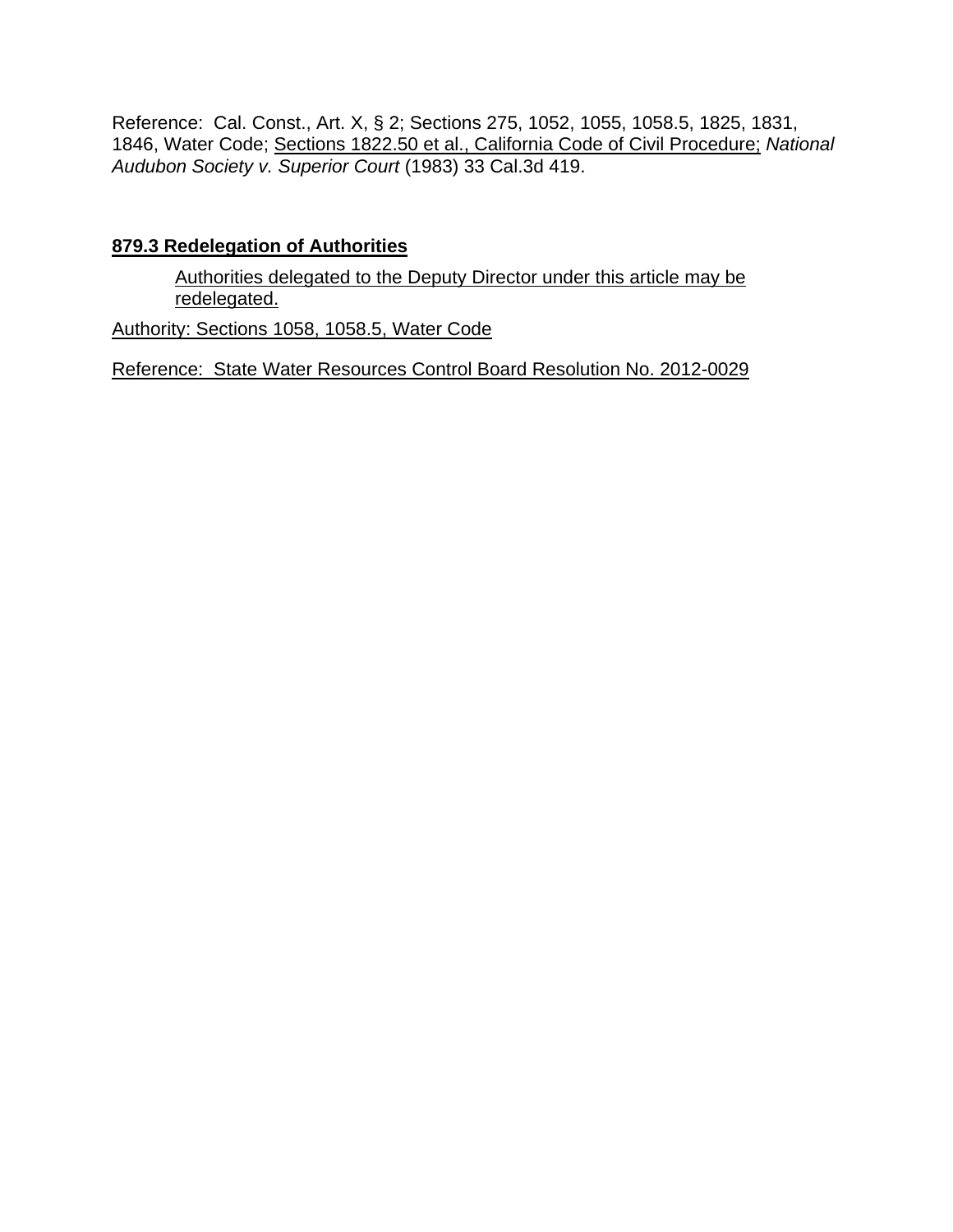Reference: Cal. Const., Art. X, § 2; Sections 275, 1052, 1055, 1058.5, 1825, 1831, 1846, Water Code; Sections 1822.50 et al., California Code of Civil Procedure; *National Audubon Society v. Superior Court* (1983) 33 Cal.3d 419.

**879.3 Redelegation of Authorities**

Authorities delegated to the Deputy Director under this article may be redelegated.

Authority: Sections 1058, 1058.5, Water Code

Reference: State Water Resources Control Board Resolution No. 2012-0029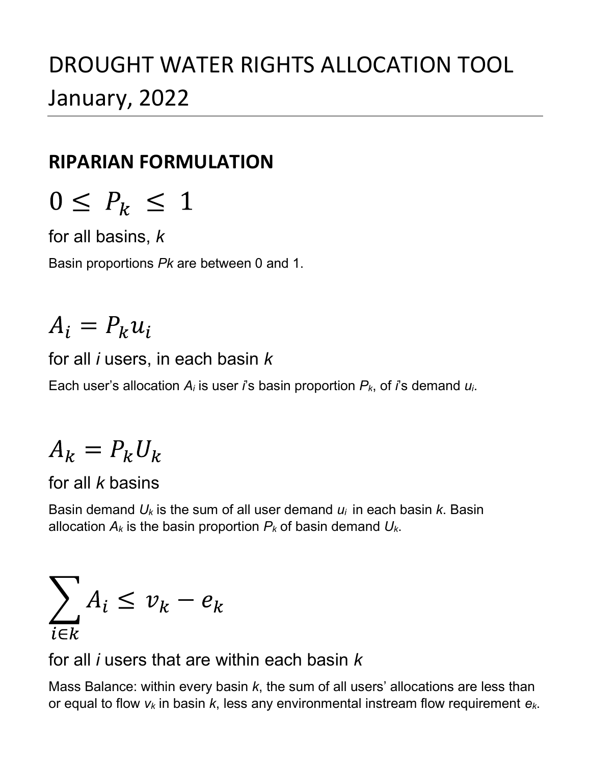# DROUGHT WATER RIGHTS ALLOCATION TOOL January, 2022

## RIPARIAN FORMULATION

$$0 \leq P_k \leq 1$$

for all basins, $k$

Basin proportions $P_k$ are between 0 and 1.

$$A_i = P_k u_i$$

for all $i$ users, in each basin $k$

Each user's allocation $A_i$ is user $i$'s basin proportion $P_k$, of $i$'s demand $u_i$.

$$A_k = P_k U_k$$

for all $k$ basins

Basin demand $U_k$ is the sum of all user demand $u_i$ in each basin $k$. Basin allocation $A_k$ is the basin proportion $P_k$ of basin demand $U_k$.

$$\sum_{i \in k} A_i \leq v_k - e_k$$

for all $i$ users that are within each basin $k$

Mass Balance: within every basin $k$, the sum of all users' allocations are less than or equal to flow $v_k$ in basin $k$, less any environmental instream flow requirement $e_k$.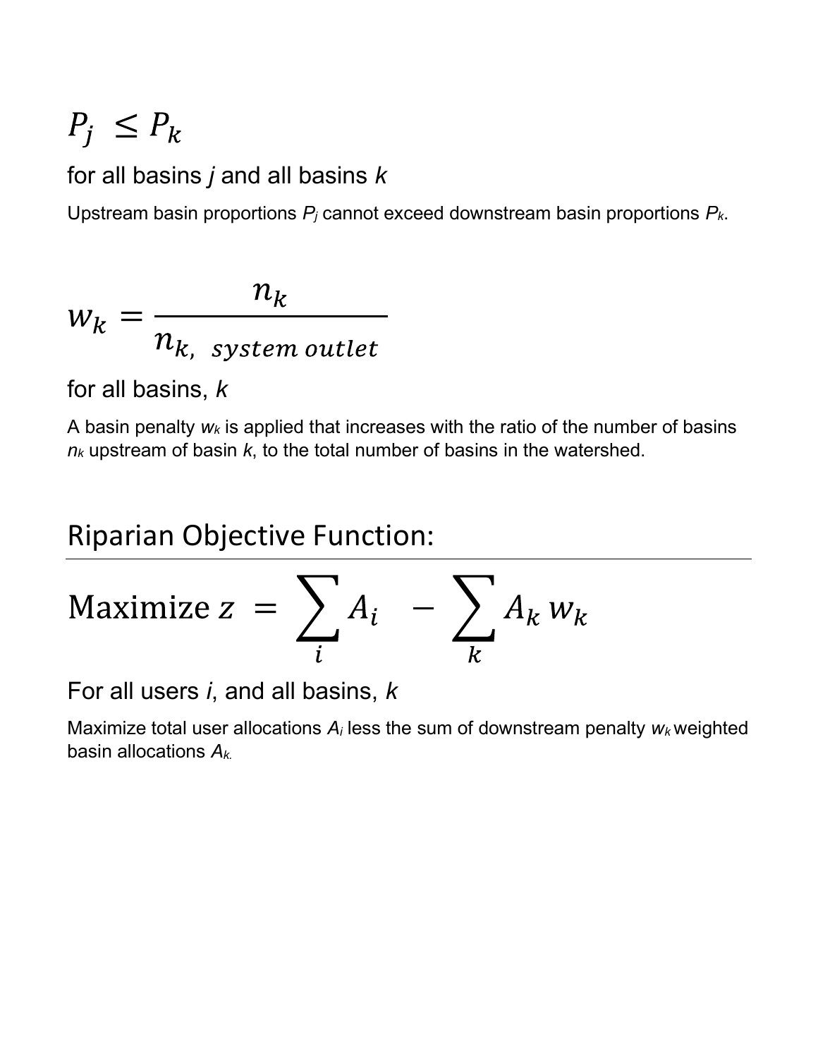$$P_j \leq P_k$$

for all basins *j* and all basins *k*

Upstream basin proportions $P_j$ cannot exceed downstream basin proportions $P_k$.

$$w_k = \frac{n_k}{n_{k,\ system\ outlet}}$$

for all basins, *k*

A basin penalty $w_k$ is applied that increases with the ratio of the number of basins $n_k$ upstream of basin *k*, to the total number of basins in the watershed.

## Riparian Objective Function:

$$\text{Maximize } z = \sum_i A_i - \sum_k A_k w_k$$

For all users *i*, and all basins, *k*

Maximize total user allocations $A_i$ less the sum of downstream penalty $w_k$ weighted basin allocations $A_k$.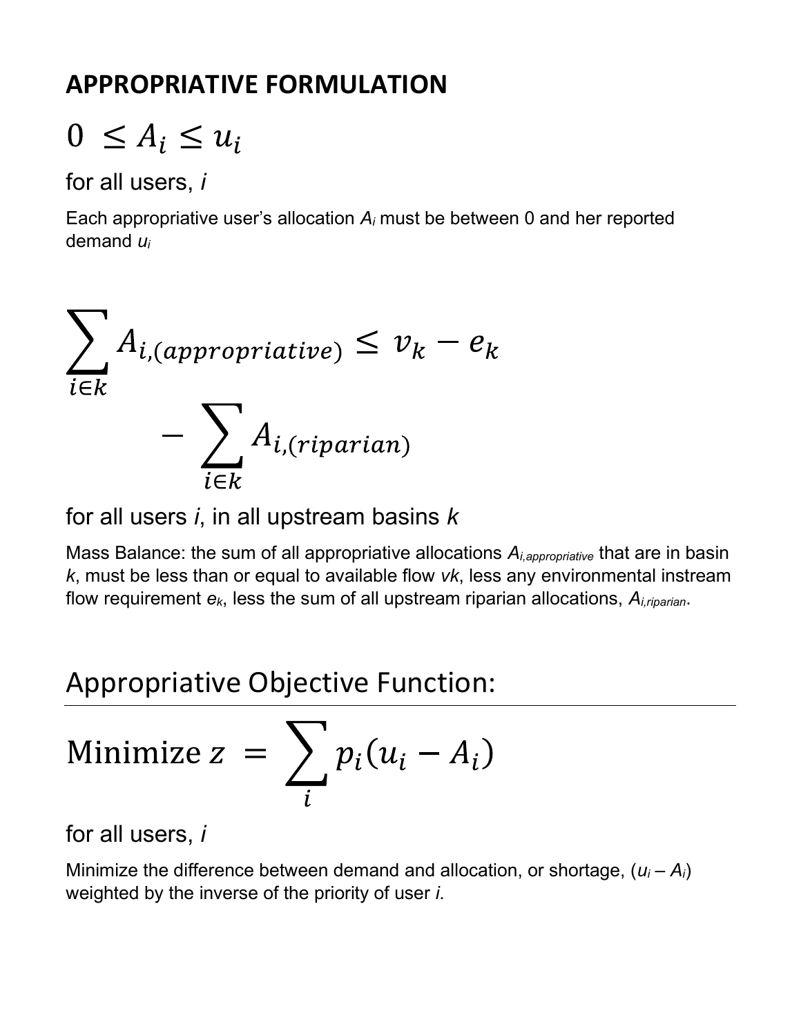## APPROPRIATIVE FORMULATION

$$0 \leq A_i \leq u_i$$

for all users, *i*

Each appropriative user's allocation $A_i$ must be between 0 and her reported demand $u_i$

$$\sum_{i \in k} A_{i,(appropriative)} \leq v_k - e_k - \sum_{i \in k} A_{i,(riparian)}$$

for all users *i*, in all upstream basins *k*

Mass Balance: the sum of all appropriative allocations $A_{i,appropriative}$ that are in basin *k*, must be less than or equal to available flow $v_k$, less any environmental instream flow requirement $e_k$, less the sum of all upstream riparian allocations, $A_{i,riparian}$.

## Appropriative Objective Function:

$$\text{Minimize } z = \sum_i p_i(u_i - A_i)$$

for all users, *i*

Minimize the difference between demand and allocation, or shortage, $(u_i - A_i)$ weighted by the inverse of the priority of user *i*.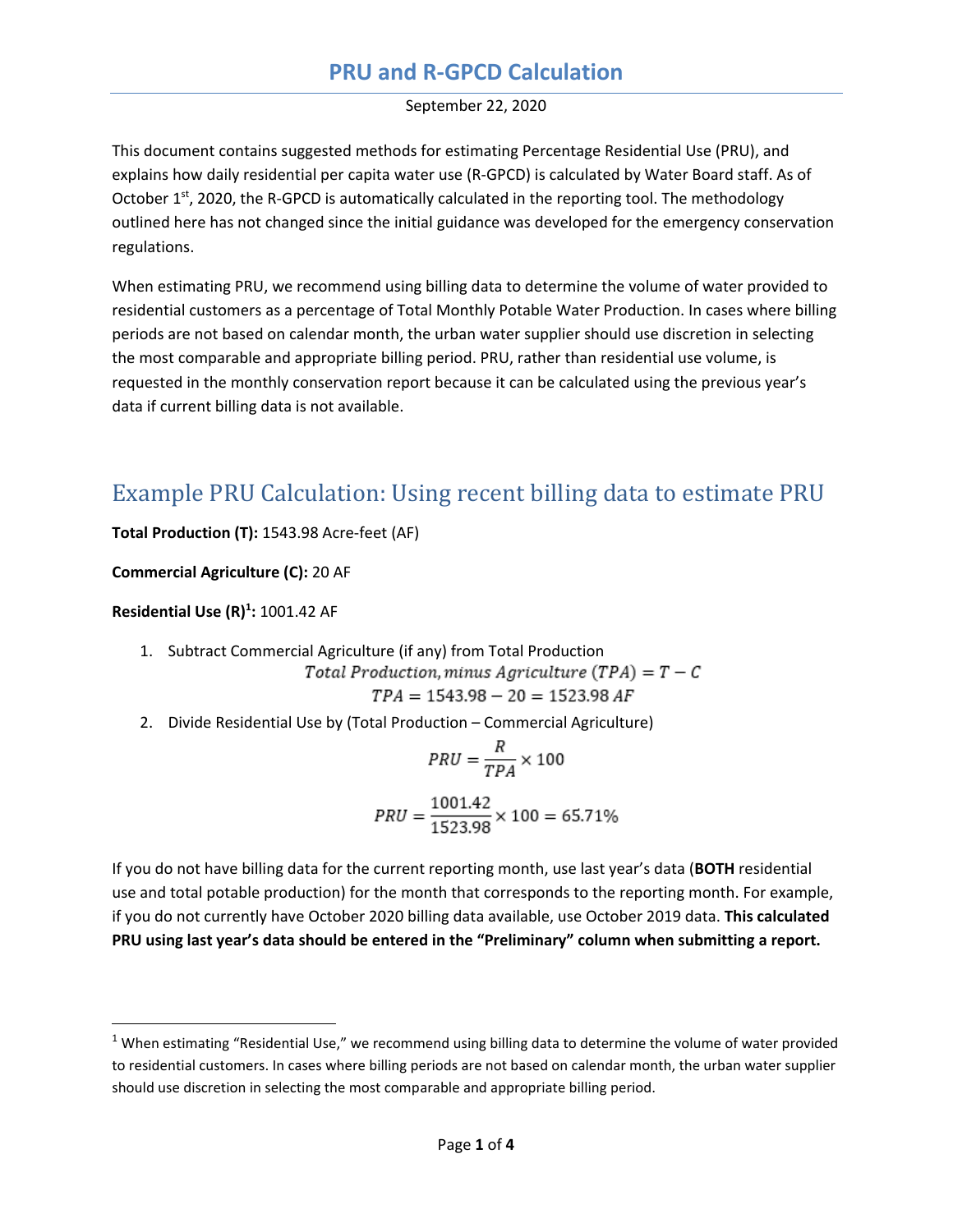# PRU and R-GPCD Calculation

September 22, 2020

This document contains suggested methods for estimating Percentage Residential Use (PRU), and explains how daily residential per capita water use (R-GPCD) is calculated by Water Board staff. As of October 1st, 2020, the R-GPCD is automatically calculated in the reporting tool. The methodology outlined here has not changed since the initial guidance was developed for the emergency conservation regulations.

When estimating PRU, we recommend using billing data to determine the volume of water provided to residential customers as a percentage of Total Monthly Potable Water Production. In cases where billing periods are not based on calendar month, the urban water supplier should use discretion in selecting the most comparable and appropriate billing period. PRU, rather than residential use volume, is requested in the monthly conservation report because it can be calculated using the previous year's data if current billing data is not available.

## Example PRU Calculation: Using recent billing data to estimate PRU

**Total Production (T):** 1543.98 Acre-feet (AF)

**Commercial Agriculture (C):** 20 AF

**Residential Use (R)[1]:** 1001.42 AF

1. Subtract Commercial Agriculture (if any) from Total Production

$$Total\ Production, minus\ Agriculture\ (TPA) = T - C$$

$$TPA = 1543.98 - 20 = 1523.98\ AF$$

2. Divide Residential Use by (Total Production – Commercial Agriculture)

$$PRU = \frac{R}{TPA} \times 100$$

$$PRU = \frac{1001.42}{1523.98} \times 100 = 65.71\%$$

If you do not have billing data for the current reporting month, use last year's data (**BOTH** residential use and total potable production) for the month that corresponds to the reporting month. For example, if you do not currently have October 2020 billing data available, use October 2019 data. **This calculated PRU using last year's data should be entered in the "Preliminary" column when submitting a report.**

[1] When estimating "Residential Use," we recommend using billing data to determine the volume of water provided to residential customers. In cases where billing periods are not based on calendar month, the urban water supplier should use discretion in selecting the most comparable and appropriate billing period.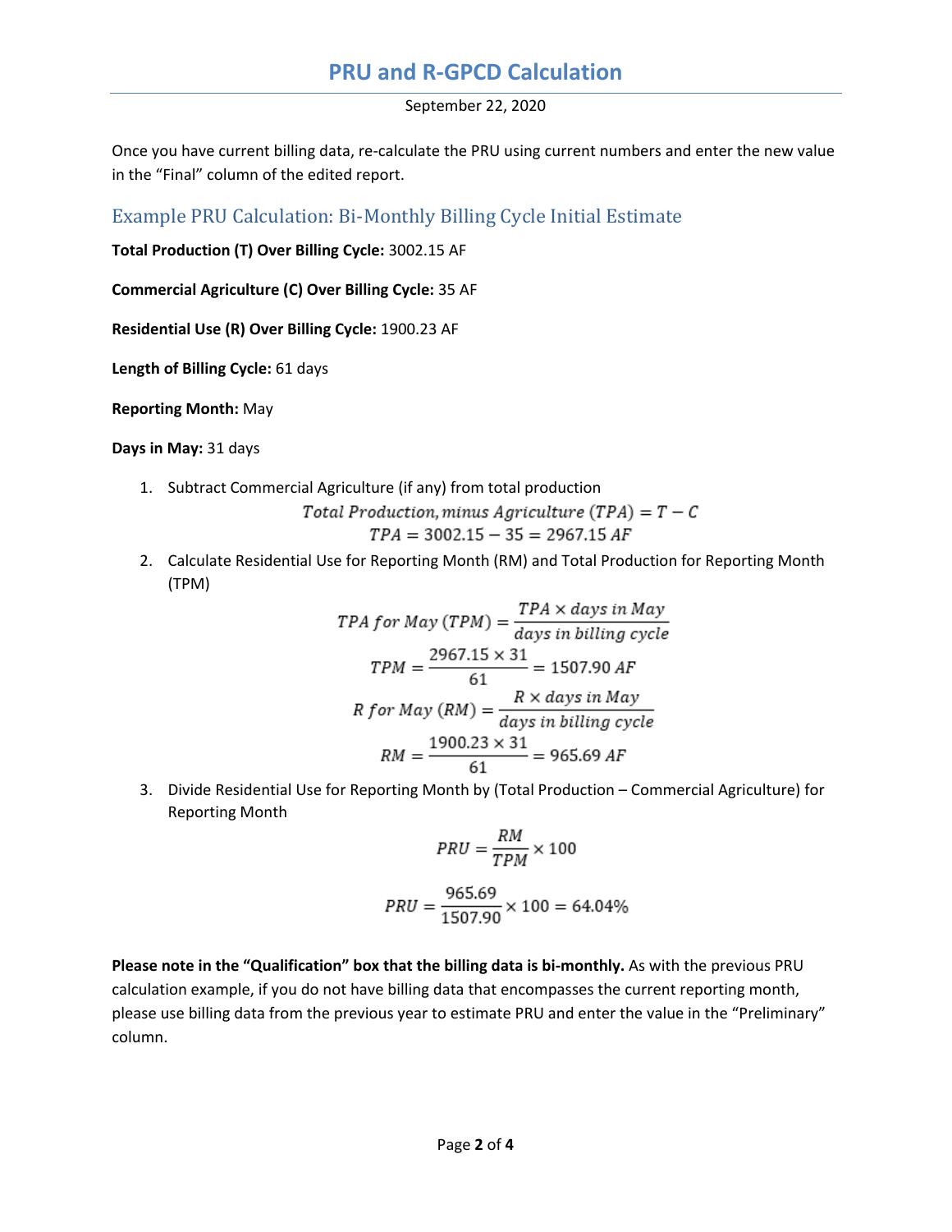Once you have current billing data, re-calculate the PRU using current numbers and enter the new value in the "Final" column of the edited report.

## Example PRU Calculation: Bi-Monthly Billing Cycle Initial Estimate

**Total Production (T) Over Billing Cycle:** 3002.15 AF

**Commercial Agriculture (C) Over Billing Cycle:** 35 AF

**Residential Use (R) Over Billing Cycle:** 1900.23 AF

**Length of Billing Cycle:** 61 days

**Reporting Month:** May

**Days in May:** 31 days

1. Subtract Commercial Agriculture (if any) from total production

$$Total\ Production, minus\ Agriculture\ (TPA) = T - C$$
$$TPA = 3002.15 - 35 = 2967.15\ AF$$

2. Calculate Residential Use for Reporting Month (RM) and Total Production for Reporting Month (TPM)

$$TPA\ for\ May\ (TPM) = \frac{TPA \times days\ in\ May}{days\ in\ billing\ cycle}$$
$$TPM = \frac{2967.15 \times 31}{61} = 1507.90\ AF$$
$$R\ for\ May\ (RM) = \frac{R \times days\ in\ May}{days\ in\ billing\ cycle}$$
$$RM = \frac{1900.23 \times 31}{61} = 965.69\ AF$$

3. Divide Residential Use for Reporting Month by (Total Production – Commercial Agriculture) for Reporting Month

$$PRU = \frac{RM}{TPM} \times 100$$

$$PRU = \frac{965.69}{1507.90} \times 100 = 64.04\%$$

**Please note in the "Qualification" box that the billing data is bi-monthly.** As with the previous PRU calculation example, if you do not have billing data that encompasses the current reporting month, please use billing data from the previous year to estimate PRU and enter the value in the "Preliminary" column.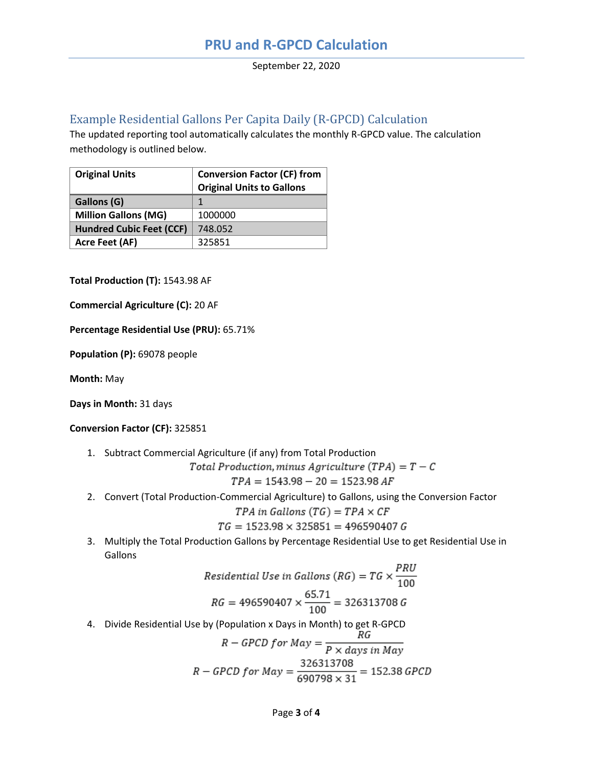# PRU and R-GPCD Calculation

September 22, 2020

## Example Residential Gallons Per Capita Daily (R-GPCD) Calculation

The updated reporting tool automatically calculates the monthly R-GPCD value. The calculation methodology is outlined below.

| Original Units | Conversion Factor (CF) from Original Units to Gallons |
|---|---|
| **Gallons (G)** | 1 |
| **Million Gallons (MG)** | 1000000 |
| **Hundred Cubic Feet (CCF)** | 748.052 |
| **Acre Feet (AF)** | 325851 |

**Total Production (T):** 1543.98 AF

**Commercial Agriculture (C):** 20 AF

**Percentage Residential Use (PRU):** 65.71%

**Population (P):** 69078 people

**Month:** May

**Days in Month:** 31 days

**Conversion Factor (CF):** 325851

1. Subtract Commercial Agriculture (if any) from Total Production

$$Total\ Production, minus\ Agriculture\ (TPA) = T - C$$

$$TPA = 1543.98 - 20 = 1523.98\ AF$$

2. Convert (Total Production-Commercial Agriculture) to Gallons, using the Conversion Factor

$$TPA\ in\ Gallons\ (TG) = TPA \times CF$$

$$TG = 1523.98 \times 325851 = 496590407\ G$$

3. Multiply the Total Production Gallons by Percentage Residential Use to get Residential Use in Gallons

$$Residential\ Use\ in\ Gallons\ (RG) = TG \times \frac{PRU}{100}$$

$$RG = 496590407 \times \frac{65.71}{100} = 326313708\ G$$

4. Divide Residential Use by (Population x Days in Month) to get R-GPCD

$$R - GPCD\ for\ May = \frac{RG}{P \times days\ in\ May}$$

$$R - GPCD\ for\ May = \frac{326313708}{690798 \times 31} = 152.38\ GPCD$$